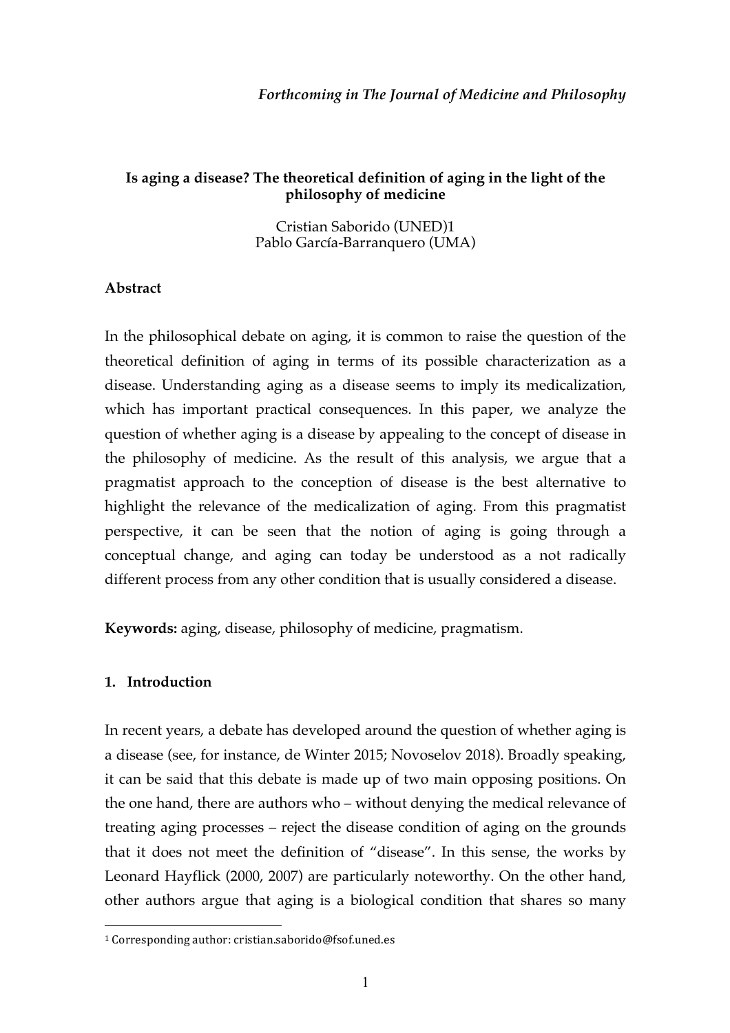*Forthcoming in The Journal of Medicine and Philosophy*

# Is aging a disease? The theoretical definition of aging in the light of the philosophy of medicine

Cristian Saborido (UNED)[1]
Pablo García-Barranquero (UMA)

## Abstract

In the philosophical debate on aging, it is common to raise the question of the theoretical definition of aging in terms of its possible characterization as a disease. Understanding aging as a disease seems to imply its medicalization, which has important practical consequences. In this paper, we analyze the question of whether aging is a disease by appealing to the concept of disease in the philosophy of medicine. As the result of this analysis, we argue that a pragmatist approach to the conception of disease is the best alternative to highlight the relevance of the medicalization of aging. From this pragmatist perspective, it can be seen that the notion of aging is going through a conceptual change, and aging can today be understood as a not radically different process from any other condition that is usually considered a disease.

**Keywords:** aging, disease, philosophy of medicine, pragmatism.

## 1. Introduction

In recent years, a debate has developed around the question of whether aging is a disease (see, for instance, de Winter 2015; Novoselov 2018). Broadly speaking, it can be said that this debate is made up of two main opposing positions. On the one hand, there are authors who – without denying the medical relevance of treating aging processes – reject the disease condition of aging on the grounds that it does not meet the definition of "disease". In this sense, the works by Leonard Hayflick (2000, 2007) are particularly noteworthy. On the other hand, other authors argue that aging is a biological condition that shares so many

[1] Corresponding author: cristian.saborido@fsof.uned.es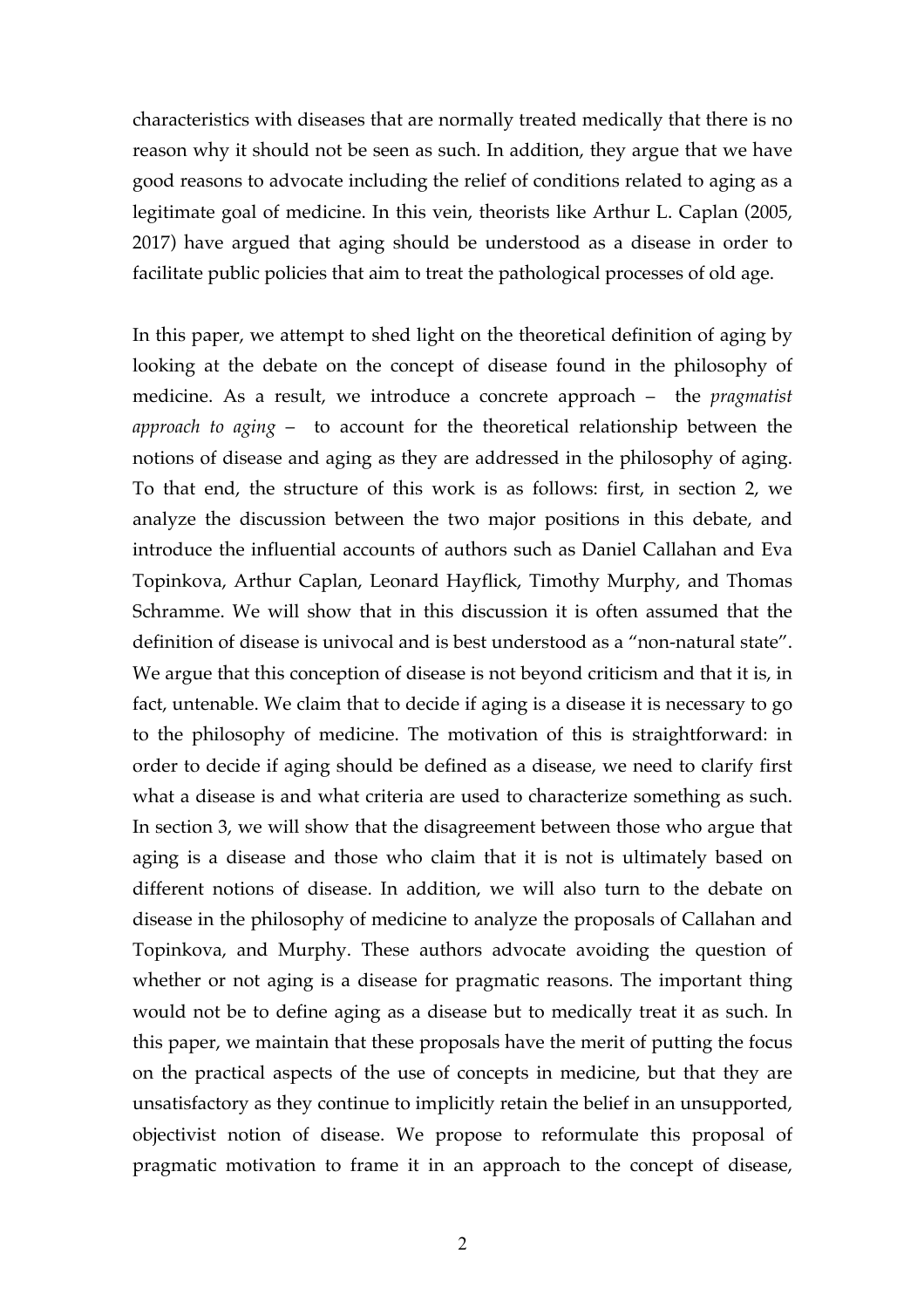characteristics with diseases that are normally treated medically that there is no reason why it should not be seen as such. In addition, they argue that we have good reasons to advocate including the relief of conditions related to aging as a legitimate goal of medicine. In this vein, theorists like Arthur L. Caplan (2005, 2017) have argued that aging should be understood as a disease in order to facilitate public policies that aim to treat the pathological processes of old age.

In this paper, we attempt to shed light on the theoretical definition of aging by looking at the debate on the concept of disease found in the philosophy of medicine. As a result, we introduce a concrete approach – the *pragmatist approach to aging* – to account for the theoretical relationship between the notions of disease and aging as they are addressed in the philosophy of aging. To that end, the structure of this work is as follows: first, in section 2, we analyze the discussion between the two major positions in this debate, and introduce the influential accounts of authors such as Daniel Callahan and Eva Topinkova, Arthur Caplan, Leonard Hayflick, Timothy Murphy, and Thomas Schramme. We will show that in this discussion it is often assumed that the definition of disease is univocal and is best understood as a "non-natural state". We argue that this conception of disease is not beyond criticism and that it is, in fact, untenable. We claim that to decide if aging is a disease it is necessary to go to the philosophy of medicine. The motivation of this is straightforward: in order to decide if aging should be defined as a disease, we need to clarify first what a disease is and what criteria are used to characterize something as such. In section 3, we will show that the disagreement between those who argue that aging is a disease and those who claim that it is not is ultimately based on different notions of disease. In addition, we will also turn to the debate on disease in the philosophy of medicine to analyze the proposals of Callahan and Topinkova, and Murphy. These authors advocate avoiding the question of whether or not aging is a disease for pragmatic reasons. The important thing would not be to define aging as a disease but to medically treat it as such. In this paper, we maintain that these proposals have the merit of putting the focus on the practical aspects of the use of concepts in medicine, but that they are unsatisfactory as they continue to implicitly retain the belief in an unsupported, objectivist notion of disease. We propose to reformulate this proposal of pragmatic motivation to frame it in an approach to the concept of disease,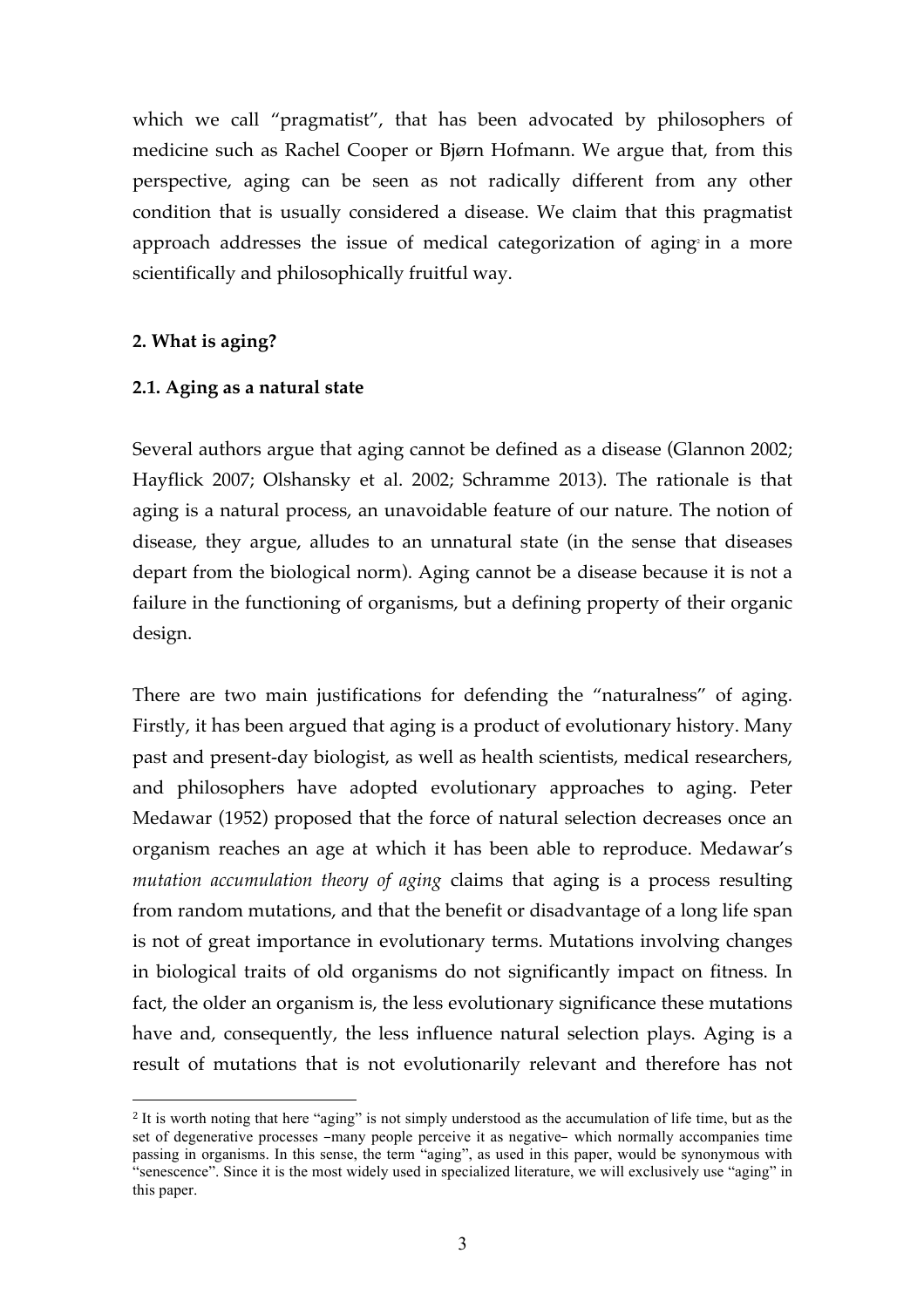which we call "pragmatist", that has been advocated by philosophers of medicine such as Rachel Cooper or Bjørn Hofmann. We argue that, from this perspective, aging can be seen as not radically different from any other condition that is usually considered a disease. We claim that this pragmatist approach addresses the issue of medical categorization of aging[2] in a more scientifically and philosophically fruitful way.

## 2. What is aging?

### 2.1. Aging as a natural state

Several authors argue that aging cannot be defined as a disease (Glannon 2002; Hayflick 2007; Olshansky et al. 2002; Schramme 2013). The rationale is that aging is a natural process, an unavoidable feature of our nature. The notion of disease, they argue, alludes to an unnatural state (in the sense that diseases depart from the biological norm). Aging cannot be a disease because it is not a failure in the functioning of organisms, but a defining property of their organic design.

There are two main justifications for defending the "naturalness" of aging. Firstly, it has been argued that aging is a product of evolutionary history. Many past and present-day biologist, as well as health scientists, medical researchers, and philosophers have adopted evolutionary approaches to aging. Peter Medawar (1952) proposed that the force of natural selection decreases once an organism reaches an age at which it has been able to reproduce. Medawar's *mutation accumulation theory of aging* claims that aging is a process resulting from random mutations, and that the benefit or disadvantage of a long life span is not of great importance in evolutionary terms. Mutations involving changes in biological traits of old organisms do not significantly impact on fitness. In fact, the older an organism is, the less evolutionary significance these mutations have and, consequently, the less influence natural selection plays. Aging is a result of mutations that is not evolutionarily relevant and therefore has not

[2] It is worth noting that here "aging" is not simply understood as the accumulation of life time, but as the set of degenerative processes –many people perceive it as negative– which normally accompanies time passing in organisms. In this sense, the term "aging", as used in this paper, would be synonymous with "senescence". Since it is the most widely used in specialized literature, we will exclusively use "aging" in this paper.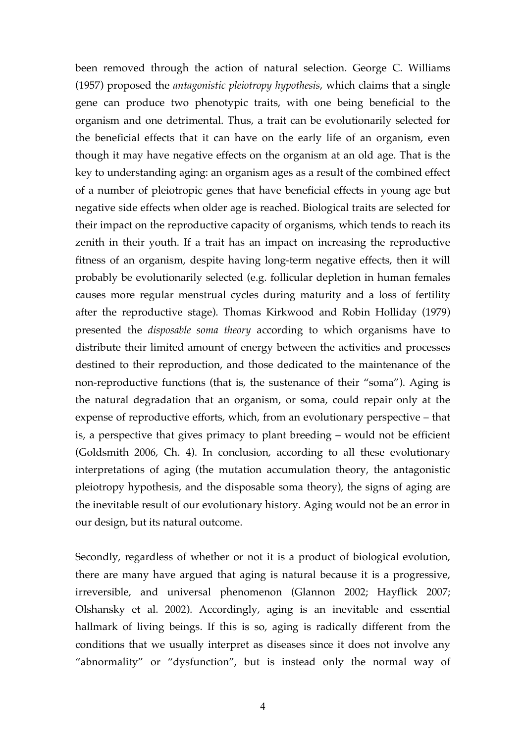been removed through the action of natural selection. George C. Williams (1957) proposed the *antagonistic pleiotropy hypothesis*, which claims that a single gene can produce two phenotypic traits, with one being beneficial to the organism and one detrimental. Thus, a trait can be evolutionarily selected for the beneficial effects that it can have on the early life of an organism, even though it may have negative effects on the organism at an old age. That is the key to understanding aging: an organism ages as a result of the combined effect of a number of pleiotropic genes that have beneficial effects in young age but negative side effects when older age is reached. Biological traits are selected for their impact on the reproductive capacity of organisms, which tends to reach its zenith in their youth. If a trait has an impact on increasing the reproductive fitness of an organism, despite having long-term negative effects, then it will probably be evolutionarily selected (e.g. follicular depletion in human females causes more regular menstrual cycles during maturity and a loss of fertility after the reproductive stage). Thomas Kirkwood and Robin Holliday (1979) presented the *disposable soma theory* according to which organisms have to distribute their limited amount of energy between the activities and processes destined to their reproduction, and those dedicated to the maintenance of the non-reproductive functions (that is, the sustenance of their "soma"). Aging is the natural degradation that an organism, or soma, could repair only at the expense of reproductive efforts, which, from an evolutionary perspective – that is, a perspective that gives primacy to plant breeding – would not be efficient (Goldsmith 2006, Ch. 4). In conclusion, according to all these evolutionary interpretations of aging (the mutation accumulation theory, the antagonistic pleiotropy hypothesis, and the disposable soma theory), the signs of aging are the inevitable result of our evolutionary history. Aging would not be an error in our design, but its natural outcome.

Secondly, regardless of whether or not it is a product of biological evolution, there are many have argued that aging is natural because it is a progressive, irreversible, and universal phenomenon (Glannon 2002; Hayflick 2007; Olshansky et al. 2002). Accordingly, aging is an inevitable and essential hallmark of living beings. If this is so, aging is radically different from the conditions that we usually interpret as diseases since it does not involve any "abnormality" or "dysfunction", but is instead only the normal way of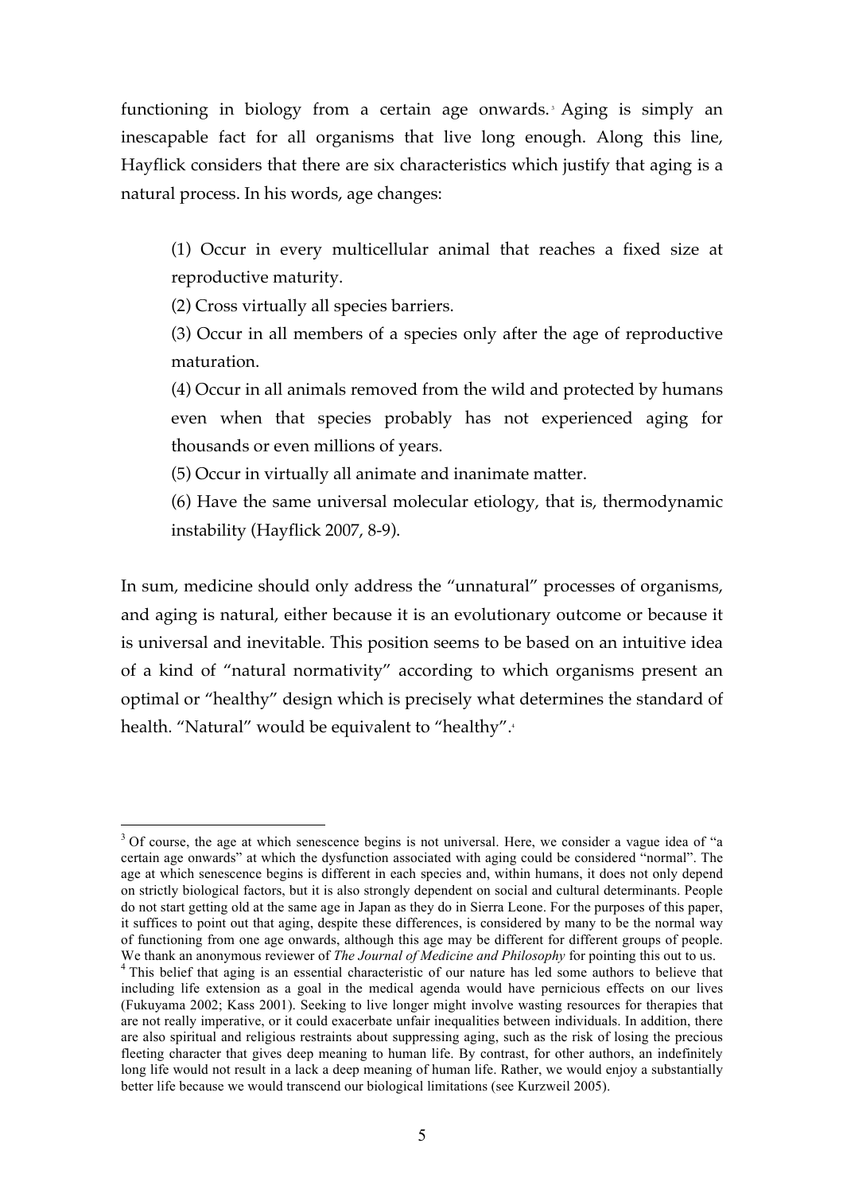functioning in biology from a certain age onwards.[3] Aging is simply an inescapable fact for all organisms that live long enough. Along this line, Hayflick considers that there are six characteristics which justify that aging is a natural process. In his words, age changes:

> (1) Occur in every multicellular animal that reaches a fixed size at reproductive maturity.
>
> (2) Cross virtually all species barriers.
>
> (3) Occur in all members of a species only after the age of reproductive maturation.
>
> (4) Occur in all animals removed from the wild and protected by humans even when that species probably has not experienced aging for thousands or even millions of years.
>
> (5) Occur in virtually all animate and inanimate matter.
>
> (6) Have the same universal molecular etiology, that is, thermodynamic instability (Hayflick 2007, 8-9).

In sum, medicine should only address the "unnatural" processes of organisms, and aging is natural, either because it is an evolutionary outcome or because it is universal and inevitable. This position seems to be based on an intuitive idea of a kind of "natural normativity" according to which organisms present an optimal or "healthy" design which is precisely what determines the standard of health. "Natural" would be equivalent to "healthy".[4]

---

[3] Of course, the age at which senescence begins is not universal. Here, we consider a vague idea of "a certain age onwards" at which the dysfunction associated with aging could be considered "normal". The age at which senescence begins is different in each species and, within humans, it does not only depend on strictly biological factors, but it is also strongly dependent on social and cultural determinants. People do not start getting old at the same age in Japan as they do in Sierra Leone. For the purposes of this paper, it suffices to point out that aging, despite these differences, is considered by many to be the normal way of functioning from one age onwards, although this age may be different for different groups of people. We thank an anonymous reviewer of *The Journal of Medicine and Philosophy* for pointing this out to us.

[4] This belief that aging is an essential characteristic of our nature has led some authors to believe that including life extension as a goal in the medical agenda would have pernicious effects on our lives (Fukuyama 2002; Kass 2001). Seeking to live longer might involve wasting resources for therapies that are not really imperative, or it could exacerbate unfair inequalities between individuals. In addition, there are also spiritual and religious restraints about suppressing aging, such as the risk of losing the precious fleeting character that gives deep meaning to human life. By contrast, for other authors, an indefinitely long life would not result in a lack a deep meaning of human life. Rather, we would enjoy a substantially better life because we would transcend our biological limitations (see Kurzweil 2005).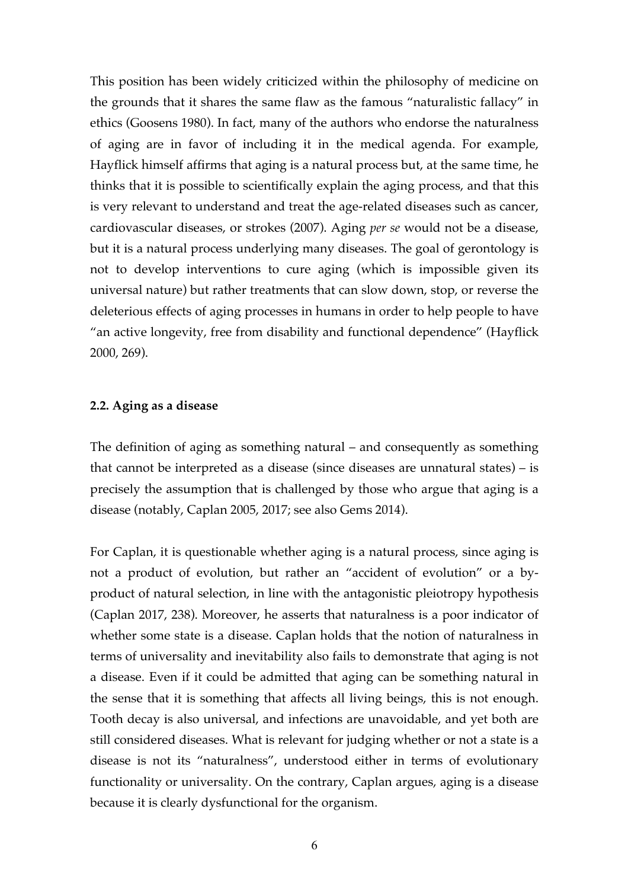This position has been widely criticized within the philosophy of medicine on the grounds that it shares the same flaw as the famous "naturalistic fallacy" in ethics (Goosens 1980). In fact, many of the authors who endorse the naturalness of aging are in favor of including it in the medical agenda. For example, Hayflick himself affirms that aging is a natural process but, at the same time, he thinks that it is possible to scientifically explain the aging process, and that this is very relevant to understand and treat the age-related diseases such as cancer, cardiovascular diseases, or strokes (2007). Aging *per se* would not be a disease, but it is a natural process underlying many diseases. The goal of gerontology is not to develop interventions to cure aging (which is impossible given its universal nature) but rather treatments that can slow down, stop, or reverse the deleterious effects of aging processes in humans in order to help people to have "an active longevity, free from disability and functional dependence" (Hayflick 2000, 269).

### 2.2. Aging as a disease

The definition of aging as something natural – and consequently as something that cannot be interpreted as a disease (since diseases are unnatural states) – is precisely the assumption that is challenged by those who argue that aging is a disease (notably, Caplan 2005, 2017; see also Gems 2014).

For Caplan, it is questionable whether aging is a natural process, since aging is not a product of evolution, but rather an "accident of evolution" or a by-product of natural selection, in line with the antagonistic pleiotropy hypothesis (Caplan 2017, 238). Moreover, he asserts that naturalness is a poor indicator of whether some state is a disease. Caplan holds that the notion of naturalness in terms of universality and inevitability also fails to demonstrate that aging is not a disease. Even if it could be admitted that aging can be something natural in the sense that it is something that affects all living beings, this is not enough. Tooth decay is also universal, and infections are unavoidable, and yet both are still considered diseases. What is relevant for judging whether or not a state is a disease is not its "naturalness", understood either in terms of evolutionary functionality or universality. On the contrary, Caplan argues, aging is a disease because it is clearly dysfunctional for the organism.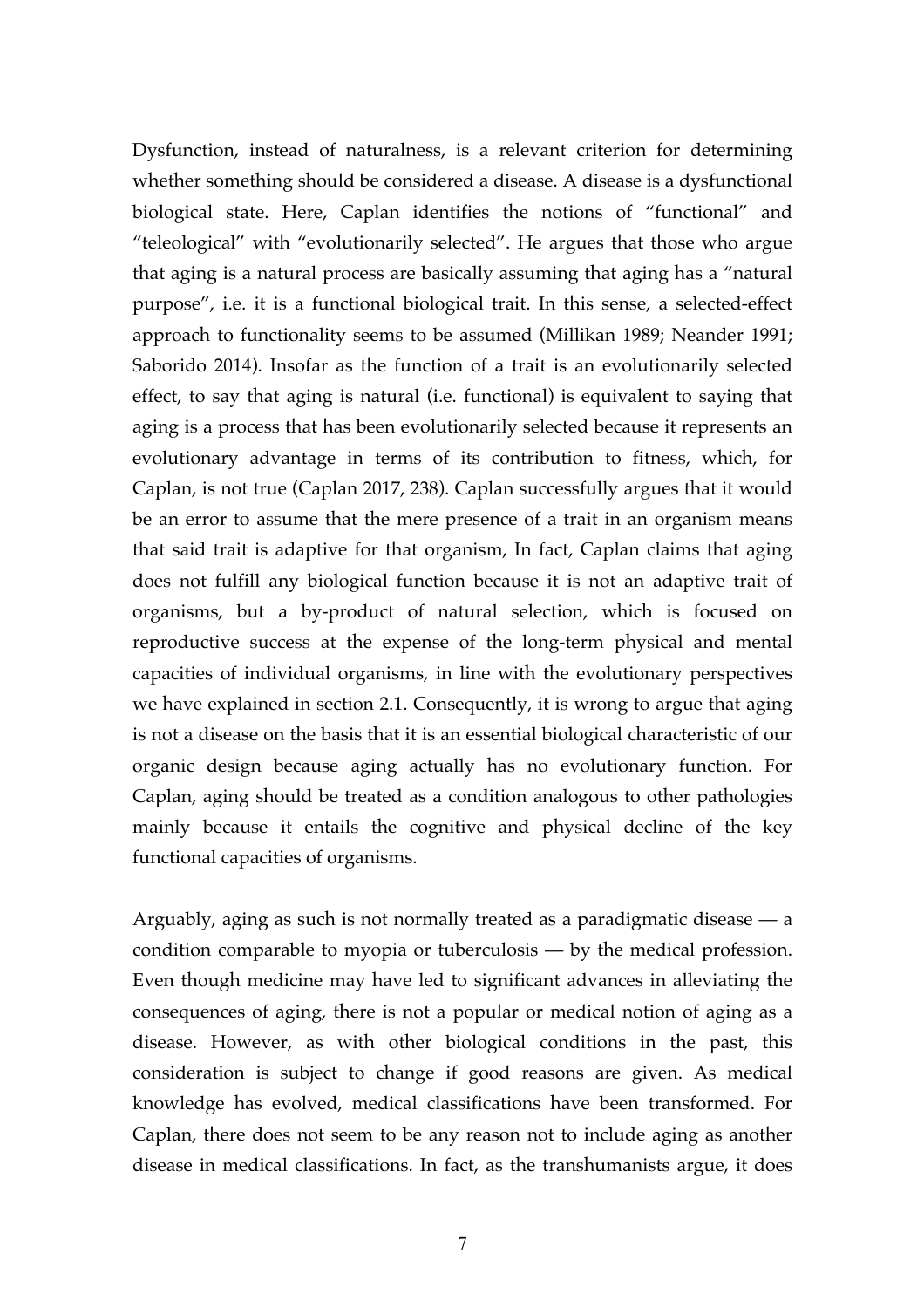Dysfunction, instead of naturalness, is a relevant criterion for determining whether something should be considered a disease. A disease is a dysfunctional biological state. Here, Caplan identifies the notions of "functional" and "teleological" with "evolutionarily selected". He argues that those who argue that aging is a natural process are basically assuming that aging has a "natural purpose", i.e. it is a functional biological trait. In this sense, a selected-effect approach to functionality seems to be assumed (Millikan 1989; Neander 1991; Saborido 2014). Insofar as the function of a trait is an evolutionarily selected effect, to say that aging is natural (i.e. functional) is equivalent to saying that aging is a process that has been evolutionarily selected because it represents an evolutionary advantage in terms of its contribution to fitness, which, for Caplan, is not true (Caplan 2017, 238). Caplan successfully argues that it would be an error to assume that the mere presence of a trait in an organism means that said trait is adaptive for that organism, In fact, Caplan claims that aging does not fulfill any biological function because it is not an adaptive trait of organisms, but a by-product of natural selection, which is focused on reproductive success at the expense of the long-term physical and mental capacities of individual organisms, in line with the evolutionary perspectives we have explained in section 2.1. Consequently, it is wrong to argue that aging is not a disease on the basis that it is an essential biological characteristic of our organic design because aging actually has no evolutionary function. For Caplan, aging should be treated as a condition analogous to other pathologies mainly because it entails the cognitive and physical decline of the key functional capacities of organisms.

Arguably, aging as such is not normally treated as a paradigmatic disease — a condition comparable to myopia or tuberculosis — by the medical profession. Even though medicine may have led to significant advances in alleviating the consequences of aging, there is not a popular or medical notion of aging as a disease. However, as with other biological conditions in the past, this consideration is subject to change if good reasons are given. As medical knowledge has evolved, medical classifications have been transformed. For Caplan, there does not seem to be any reason not to include aging as another disease in medical classifications. In fact, as the transhumanists argue, it does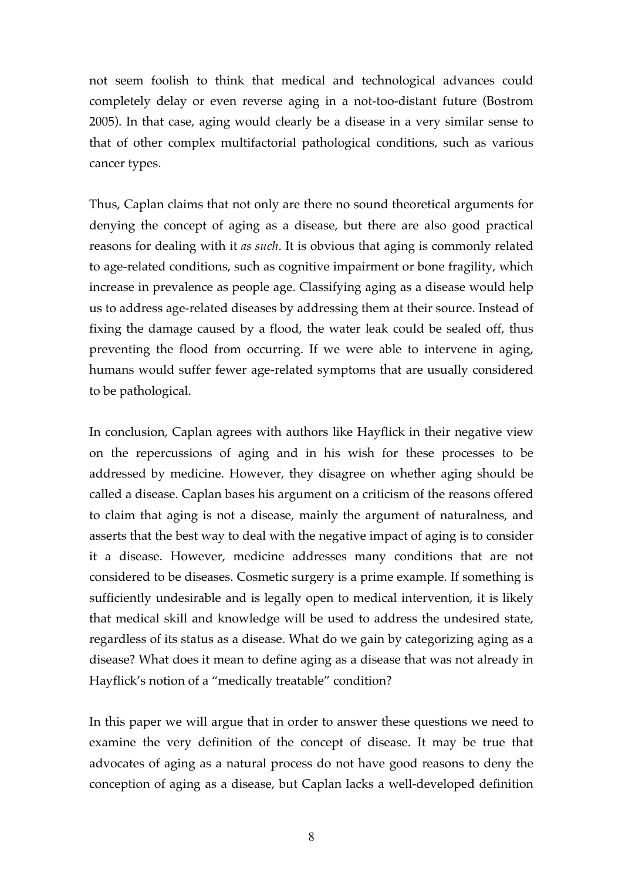not seem foolish to think that medical and technological advances could completely delay or even reverse aging in a not-too-distant future (Bostrom 2005). In that case, aging would clearly be a disease in a very similar sense to that of other complex multifactorial pathological conditions, such as various cancer types.

Thus, Caplan claims that not only are there no sound theoretical arguments for denying the concept of aging as a disease, but there are also good practical reasons for dealing with it *as such*. It is obvious that aging is commonly related to age-related conditions, such as cognitive impairment or bone fragility, which increase in prevalence as people age. Classifying aging as a disease would help us to address age-related diseases by addressing them at their source. Instead of fixing the damage caused by a flood, the water leak could be sealed off, thus preventing the flood from occurring. If we were able to intervene in aging, humans would suffer fewer age-related symptoms that are usually considered to be pathological.

In conclusion, Caplan agrees with authors like Hayflick in their negative view on the repercussions of aging and in his wish for these processes to be addressed by medicine. However, they disagree on whether aging should be called a disease. Caplan bases his argument on a criticism of the reasons offered to claim that aging is not a disease, mainly the argument of naturalness, and asserts that the best way to deal with the negative impact of aging is to consider it a disease. However, medicine addresses many conditions that are not considered to be diseases. Cosmetic surgery is a prime example. If something is sufficiently undesirable and is legally open to medical intervention, it is likely that medical skill and knowledge will be used to address the undesired state, regardless of its status as a disease. What do we gain by categorizing aging as a disease? What does it mean to define aging as a disease that was not already in Hayflick's notion of a "medically treatable" condition?

In this paper we will argue that in order to answer these questions we need to examine the very definition of the concept of disease. It may be true that advocates of aging as a natural process do not have good reasons to deny the conception of aging as a disease, but Caplan lacks a well-developed definition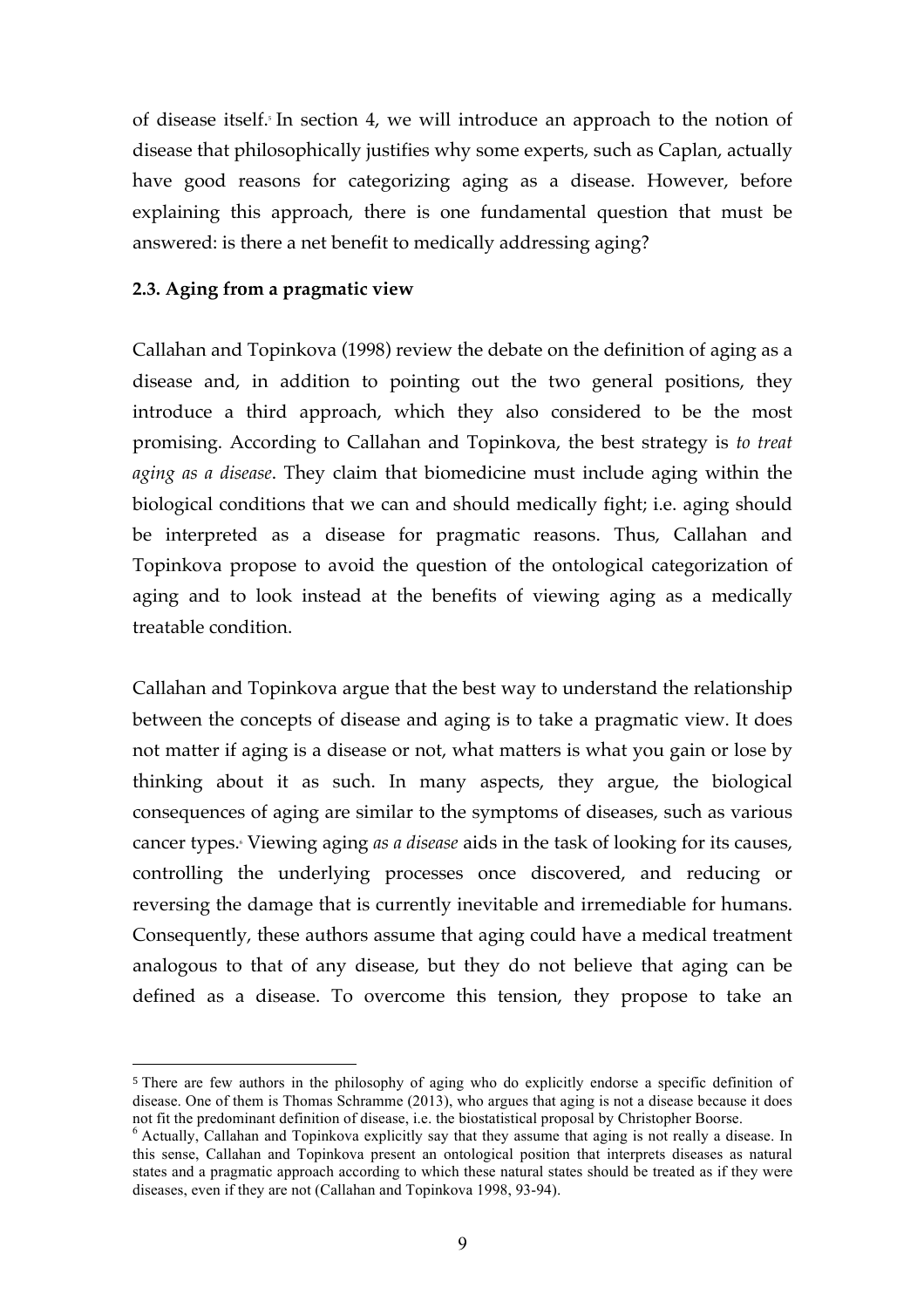of disease itself.[5] In section 4, we will introduce an approach to the notion of disease that philosophically justifies why some experts, such as Caplan, actually have good reasons for categorizing aging as a disease. However, before explaining this approach, there is one fundamental question that must be answered: is there a net benefit to medically addressing aging?

### 2.3. Aging from a pragmatic view

Callahan and Topinkova (1998) review the debate on the definition of aging as a disease and, in addition to pointing out the two general positions, they introduce a third approach, which they also considered to be the most promising. According to Callahan and Topinkova, the best strategy is *to treat aging as a disease*. They claim that biomedicine must include aging within the biological conditions that we can and should medically fight; i.e. aging should be interpreted as a disease for pragmatic reasons. Thus, Callahan and Topinkova propose to avoid the question of the ontological categorization of aging and to look instead at the benefits of viewing aging as a medically treatable condition.

Callahan and Topinkova argue that the best way to understand the relationship between the concepts of disease and aging is to take a pragmatic view. It does not matter if aging is a disease or not, what matters is what you gain or lose by thinking about it as such. In many aspects, they argue, the biological consequences of aging are similar to the symptoms of diseases, such as various cancer types.[6] Viewing aging *as a disease* aids in the task of looking for its causes, controlling the underlying processes once discovered, and reducing or reversing the damage that is currently inevitable and irremediable for humans. Consequently, these authors assume that aging could have a medical treatment analogous to that of any disease, but they do not believe that aging can be defined as a disease. To overcome this tension, they propose to take an

[5] There are few authors in the philosophy of aging who do explicitly endorse a specific definition of disease. One of them is Thomas Schramme (2013), who argues that aging is not a disease because it does not fit the predominant definition of disease, i.e. the biostatistical proposal by Christopher Boorse.

[6] Actually, Callahan and Topinkova explicitly say that they assume that aging is not really a disease. In this sense, Callahan and Topinkova present an ontological position that interprets diseases as natural states and a pragmatic approach according to which these natural states should be treated as if they were diseases, even if they are not (Callahan and Topinkova 1998, 93-94).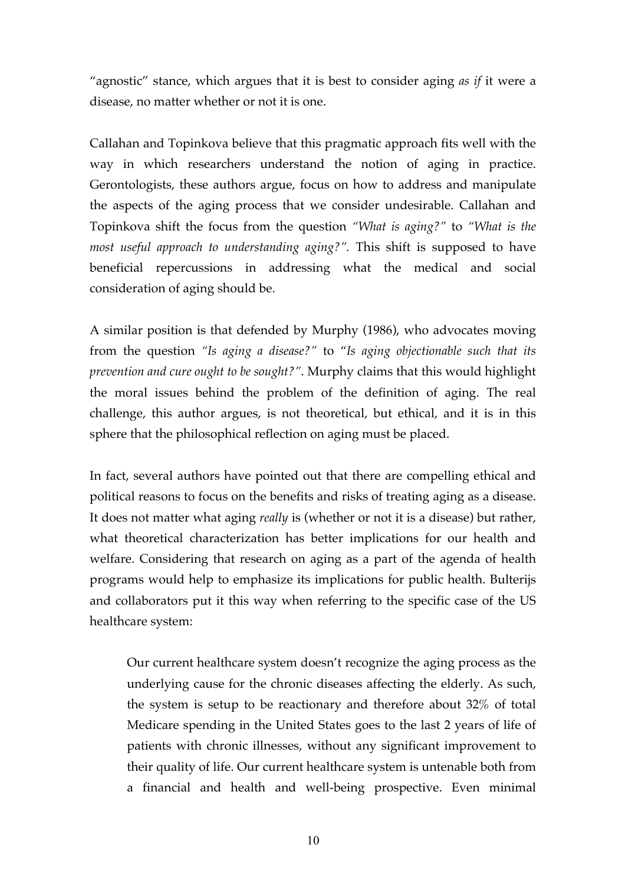"agnostic" stance, which argues that it is best to consider aging *as if* it were a disease, no matter whether or not it is one.

Callahan and Topinkova believe that this pragmatic approach fits well with the way in which researchers understand the notion of aging in practice. Gerontologists, these authors argue, focus on how to address and manipulate the aspects of the aging process that we consider undesirable. Callahan and Topinkova shift the focus from the question *"What is aging?"* to *"What is the most useful approach to understanding aging?".* This shift is supposed to have beneficial repercussions in addressing what the medical and social consideration of aging should be.

A similar position is that defended by Murphy (1986), who advocates moving from the question *"Is aging a disease?"* to "*Is aging objectionable such that its prevention and cure ought to be sought?"*. Murphy claims that this would highlight the moral issues behind the problem of the definition of aging. The real challenge, this author argues, is not theoretical, but ethical, and it is in this sphere that the philosophical reflection on aging must be placed.

In fact, several authors have pointed out that there are compelling ethical and political reasons to focus on the benefits and risks of treating aging as a disease. It does not matter what aging *really* is (whether or not it is a disease) but rather, what theoretical characterization has better implications for our health and welfare. Considering that research on aging as a part of the agenda of health programs would help to emphasize its implications for public health. Bulterijs and collaborators put it this way when referring to the specific case of the US healthcare system:

> Our current healthcare system doesn't recognize the aging process as the underlying cause for the chronic diseases affecting the elderly. As such, the system is setup to be reactionary and therefore about 32% of total Medicare spending in the United States goes to the last 2 years of life of patients with chronic illnesses, without any significant improvement to their quality of life. Our current healthcare system is untenable both from a financial and health and well-being prospective. Even minimal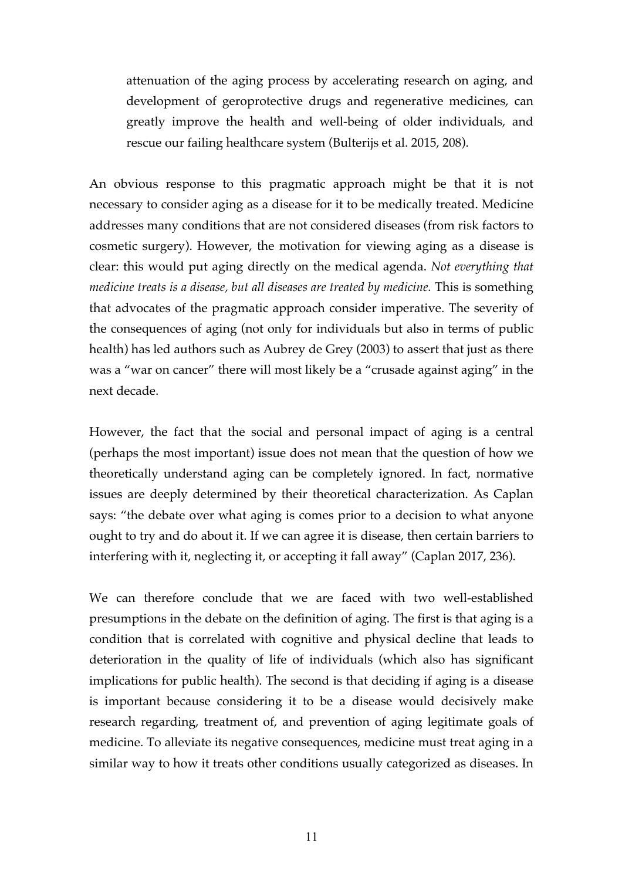> attenuation of the aging process by accelerating research on aging, and development of geroprotective drugs and regenerative medicines, can greatly improve the health and well-being of older individuals, and rescue our failing healthcare system (Bulterijs et al. 2015, 208).

An obvious response to this pragmatic approach might be that it is not necessary to consider aging as a disease for it to be medically treated. Medicine addresses many conditions that are not considered diseases (from risk factors to cosmetic surgery). However, the motivation for viewing aging as a disease is clear: this would put aging directly on the medical agenda. *Not everything that medicine treats is a disease, but all diseases are treated by medicine.* This is something that advocates of the pragmatic approach consider imperative. The severity of the consequences of aging (not only for individuals but also in terms of public health) has led authors such as Aubrey de Grey (2003) to assert that just as there was a "war on cancer" there will most likely be a "crusade against aging" in the next decade.

However, the fact that the social and personal impact of aging is a central (perhaps the most important) issue does not mean that the question of how we theoretically understand aging can be completely ignored. In fact, normative issues are deeply determined by their theoretical characterization. As Caplan says: "the debate over what aging is comes prior to a decision to what anyone ought to try and do about it. If we can agree it is disease, then certain barriers to interfering with it, neglecting it, or accepting it fall away" (Caplan 2017, 236).

We can therefore conclude that we are faced with two well-established presumptions in the debate on the definition of aging. The first is that aging is a condition that is correlated with cognitive and physical decline that leads to deterioration in the quality of life of individuals (which also has significant implications for public health). The second is that deciding if aging is a disease is important because considering it to be a disease would decisively make research regarding, treatment of, and prevention of aging legitimate goals of medicine. To alleviate its negative consequences, medicine must treat aging in a similar way to how it treats other conditions usually categorized as diseases. In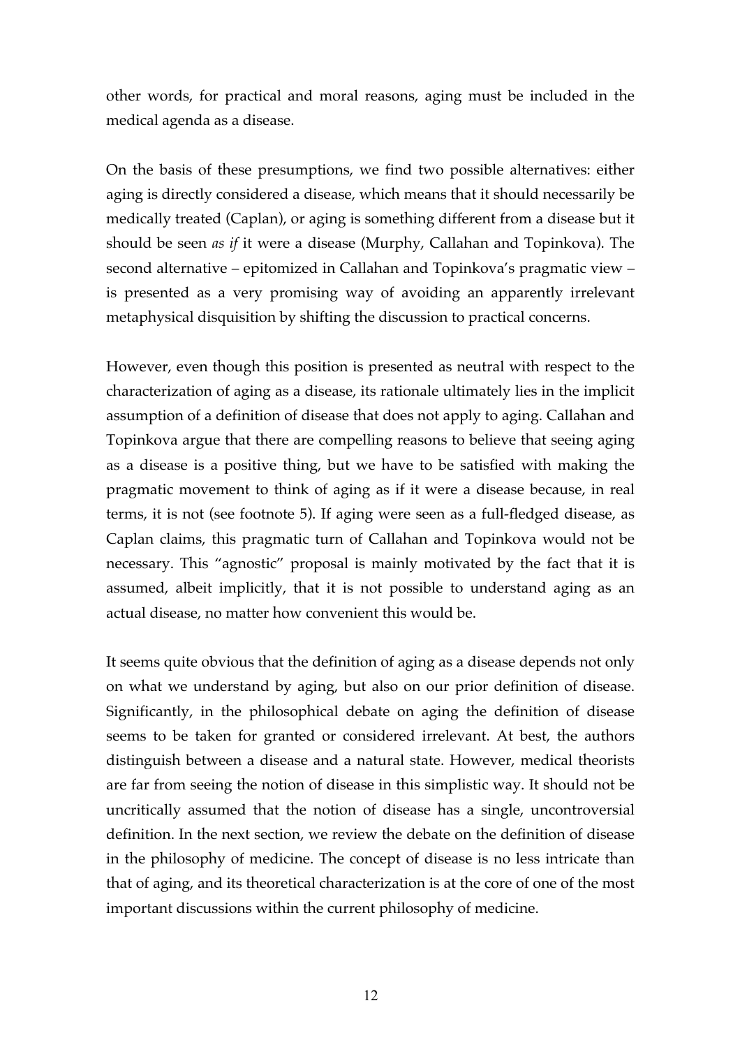other words, for practical and moral reasons, aging must be included in the medical agenda as a disease.

On the basis of these presumptions, we find two possible alternatives: either aging is directly considered a disease, which means that it should necessarily be medically treated (Caplan), or aging is something different from a disease but it should be seen *as if* it were a disease (Murphy, Callahan and Topinkova). The second alternative – epitomized in Callahan and Topinkova's pragmatic view – is presented as a very promising way of avoiding an apparently irrelevant metaphysical disquisition by shifting the discussion to practical concerns.

However, even though this position is presented as neutral with respect to the characterization of aging as a disease, its rationale ultimately lies in the implicit assumption of a definition of disease that does not apply to aging. Callahan and Topinkova argue that there are compelling reasons to believe that seeing aging as a disease is a positive thing, but we have to be satisfied with making the pragmatic movement to think of aging as if it were a disease because, in real terms, it is not (see footnote 5). If aging were seen as a full-fledged disease, as Caplan claims, this pragmatic turn of Callahan and Topinkova would not be necessary. This "agnostic" proposal is mainly motivated by the fact that it is assumed, albeit implicitly, that it is not possible to understand aging as an actual disease, no matter how convenient this would be.

It seems quite obvious that the definition of aging as a disease depends not only on what we understand by aging, but also on our prior definition of disease. Significantly, in the philosophical debate on aging the definition of disease seems to be taken for granted or considered irrelevant. At best, the authors distinguish between a disease and a natural state. However, medical theorists are far from seeing the notion of disease in this simplistic way. It should not be uncritically assumed that the notion of disease has a single, uncontroversial definition. In the next section, we review the debate on the definition of disease in the philosophy of medicine. The concept of disease is no less intricate than that of aging, and its theoretical characterization is at the core of one of the most important discussions within the current philosophy of medicine.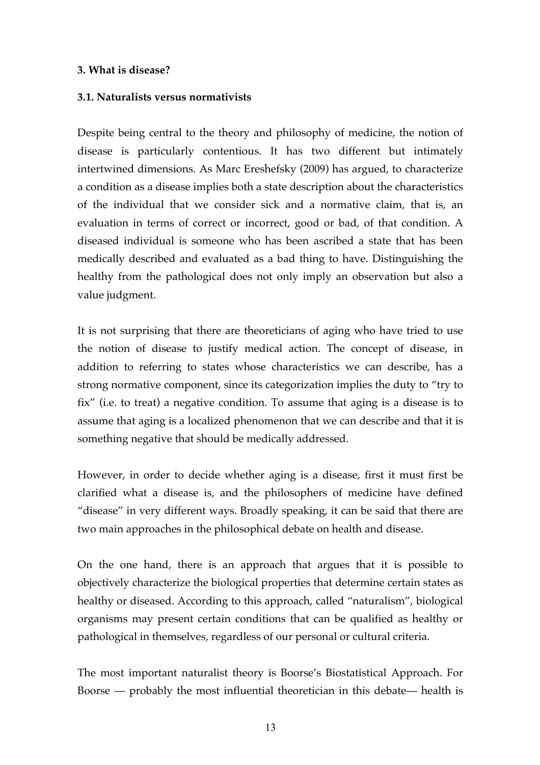**3. What is disease?**

**3.1. Naturalists versus normativists**

Despite being central to the theory and philosophy of medicine, the notion of disease is particularly contentious. It has two different but intimately intertwined dimensions. As Marc Ereshefsky (2009) has argued, to characterize a condition as a disease implies both a state description about the characteristics of the individual that we consider sick and a normative claim, that is, an evaluation in terms of correct or incorrect, good or bad, of that condition. A diseased individual is someone who has been ascribed a state that has been medically described and evaluated as a bad thing to have. Distinguishing the healthy from the pathological does not only imply an observation but also a value judgment.

It is not surprising that there are theoreticians of aging who have tried to use the notion of disease to justify medical action. The concept of disease, in addition to referring to states whose characteristics we can describe, has a strong normative component, since its categorization implies the duty to "try to fix" (i.e. to treat) a negative condition. To assume that aging is a disease is to assume that aging is a localized phenomenon that we can describe and that it is something negative that should be medically addressed.

However, in order to decide whether aging is a disease, first it must first be clarified what a disease is, and the philosophers of medicine have defined "disease" in very different ways. Broadly speaking, it can be said that there are two main approaches in the philosophical debate on health and disease.

On the one hand, there is an approach that argues that it is possible to objectively characterize the biological properties that determine certain states as healthy or diseased. According to this approach, called "naturalism", biological organisms may present certain conditions that can be qualified as healthy or pathological in themselves, regardless of our personal or cultural criteria.

The most important naturalist theory is Boorse's Biostatistical Approach. For Boorse — probably the most influential theoretician in this debate— health is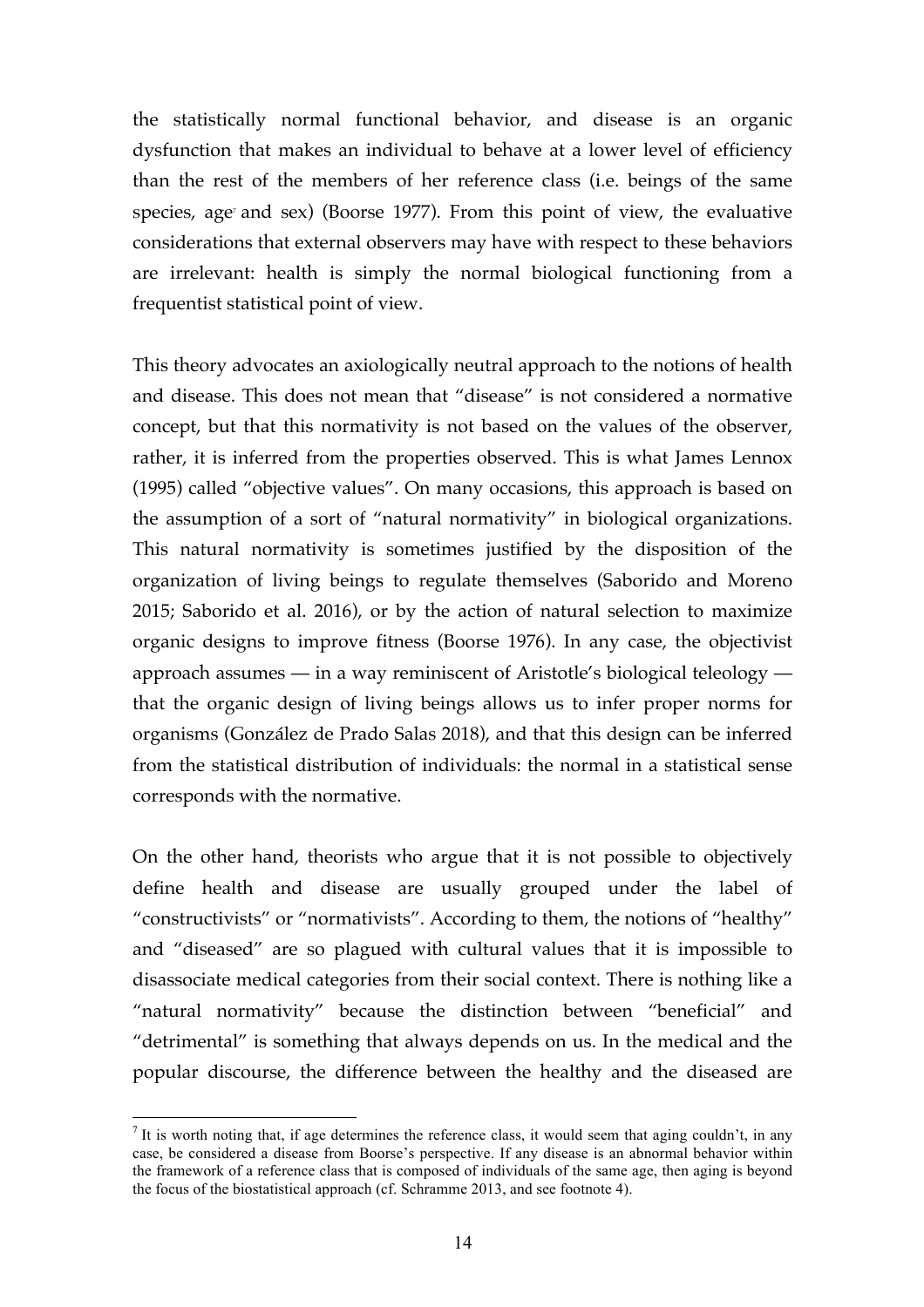the statistically normal functional behavior, and disease is an organic dysfunction that makes an individual to behave at a lower level of efficiency than the rest of the members of her reference class (i.e. beings of the same species, age[7] and sex) (Boorse 1977). From this point of view, the evaluative considerations that external observers may have with respect to these behaviors are irrelevant: health is simply the normal biological functioning from a frequentist statistical point of view.

This theory advocates an axiologically neutral approach to the notions of health and disease. This does not mean that "disease" is not considered a normative concept, but that this normativity is not based on the values of the observer, rather, it is inferred from the properties observed. This is what James Lennox (1995) called "objective values". On many occasions, this approach is based on the assumption of a sort of "natural normativity" in biological organizations. This natural normativity is sometimes justified by the disposition of the organization of living beings to regulate themselves (Saborido and Moreno 2015; Saborido et al. 2016), or by the action of natural selection to maximize organic designs to improve fitness (Boorse 1976). In any case, the objectivist approach assumes — in a way reminiscent of Aristotle's biological teleology — that the organic design of living beings allows us to infer proper norms for organisms (González de Prado Salas 2018), and that this design can be inferred from the statistical distribution of individuals: the normal in a statistical sense corresponds with the normative.

On the other hand, theorists who argue that it is not possible to objectively define health and disease are usually grouped under the label of "constructivists" or "normativists". According to them, the notions of "healthy" and "diseased" are so plagued with cultural values that it is impossible to disassociate medical categories from their social context. There is nothing like a "natural normativity" because the distinction between "beneficial" and "detrimental" is something that always depends on us. In the medical and the popular discourse, the difference between the healthy and the diseased are

[7] It is worth noting that, if age determines the reference class, it would seem that aging couldn't, in any case, be considered a disease from Boorse's perspective. If any disease is an abnormal behavior within the framework of a reference class that is composed of individuals of the same age, then aging is beyond the focus of the biostatistical approach (cf. Schramme 2013, and see footnote 4).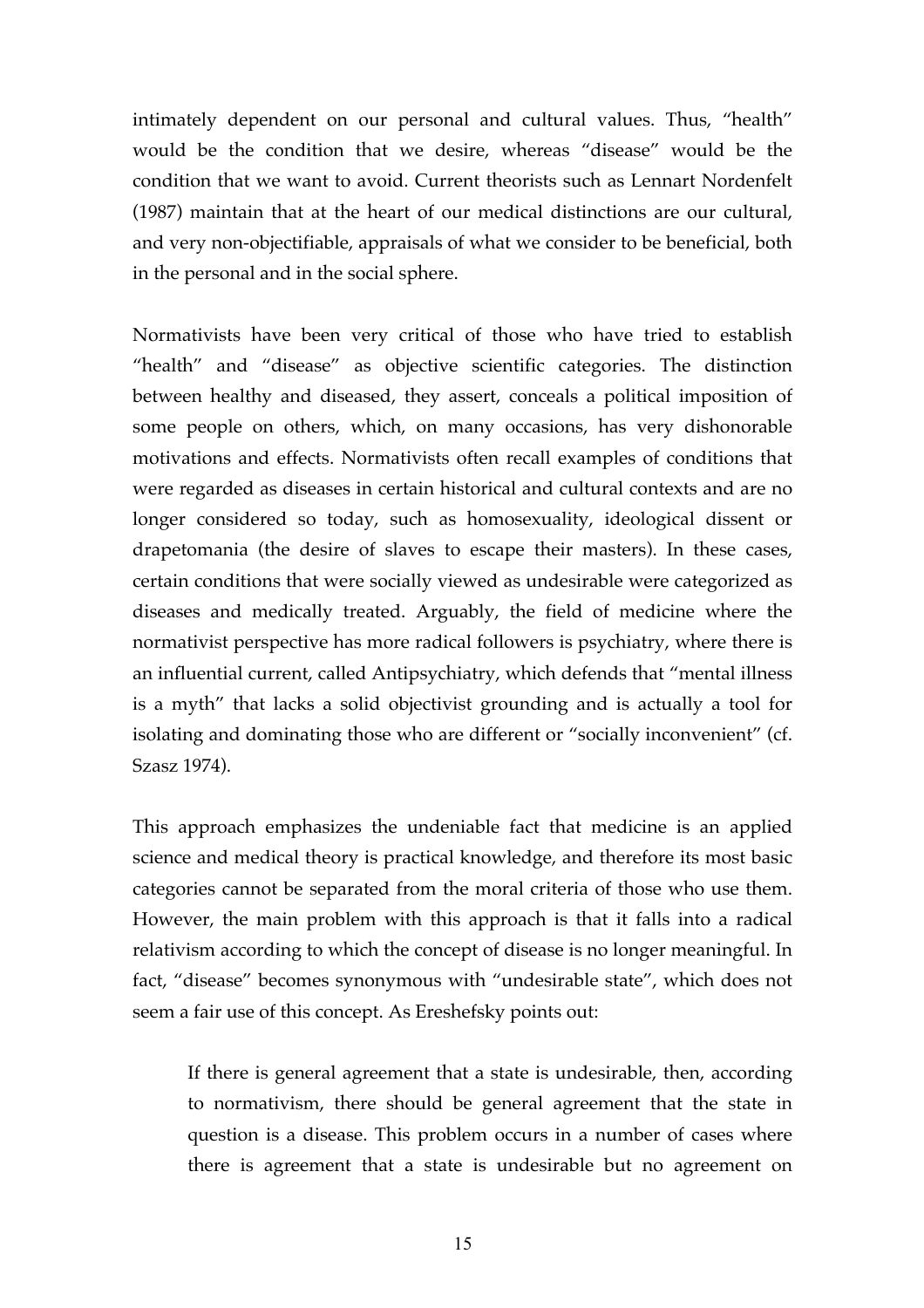intimately dependent on our personal and cultural values. Thus, "health" would be the condition that we desire, whereas "disease" would be the condition that we want to avoid. Current theorists such as Lennart Nordenfelt (1987) maintain that at the heart of our medical distinctions are our cultural, and very non-objectifiable, appraisals of what we consider to be beneficial, both in the personal and in the social sphere.

Normativists have been very critical of those who have tried to establish "health" and "disease" as objective scientific categories. The distinction between healthy and diseased, they assert, conceals a political imposition of some people on others, which, on many occasions, has very dishonorable motivations and effects. Normativists often recall examples of conditions that were regarded as diseases in certain historical and cultural contexts and are no longer considered so today, such as homosexuality, ideological dissent or drapetomania (the desire of slaves to escape their masters). In these cases, certain conditions that were socially viewed as undesirable were categorized as diseases and medically treated. Arguably, the field of medicine where the normativist perspective has more radical followers is psychiatry, where there is an influential current, called Antipsychiatry, which defends that "mental illness is a myth" that lacks a solid objectivist grounding and is actually a tool for isolating and dominating those who are different or "socially inconvenient" (cf. Szasz 1974).

This approach emphasizes the undeniable fact that medicine is an applied science and medical theory is practical knowledge, and therefore its most basic categories cannot be separated from the moral criteria of those who use them. However, the main problem with this approach is that it falls into a radical relativism according to which the concept of disease is no longer meaningful. In fact, "disease" becomes synonymous with "undesirable state", which does not seem a fair use of this concept. As Ereshefsky points out:

> If there is general agreement that a state is undesirable, then, according to normativism, there should be general agreement that the state in question is a disease. This problem occurs in a number of cases where there is agreement that a state is undesirable but no agreement on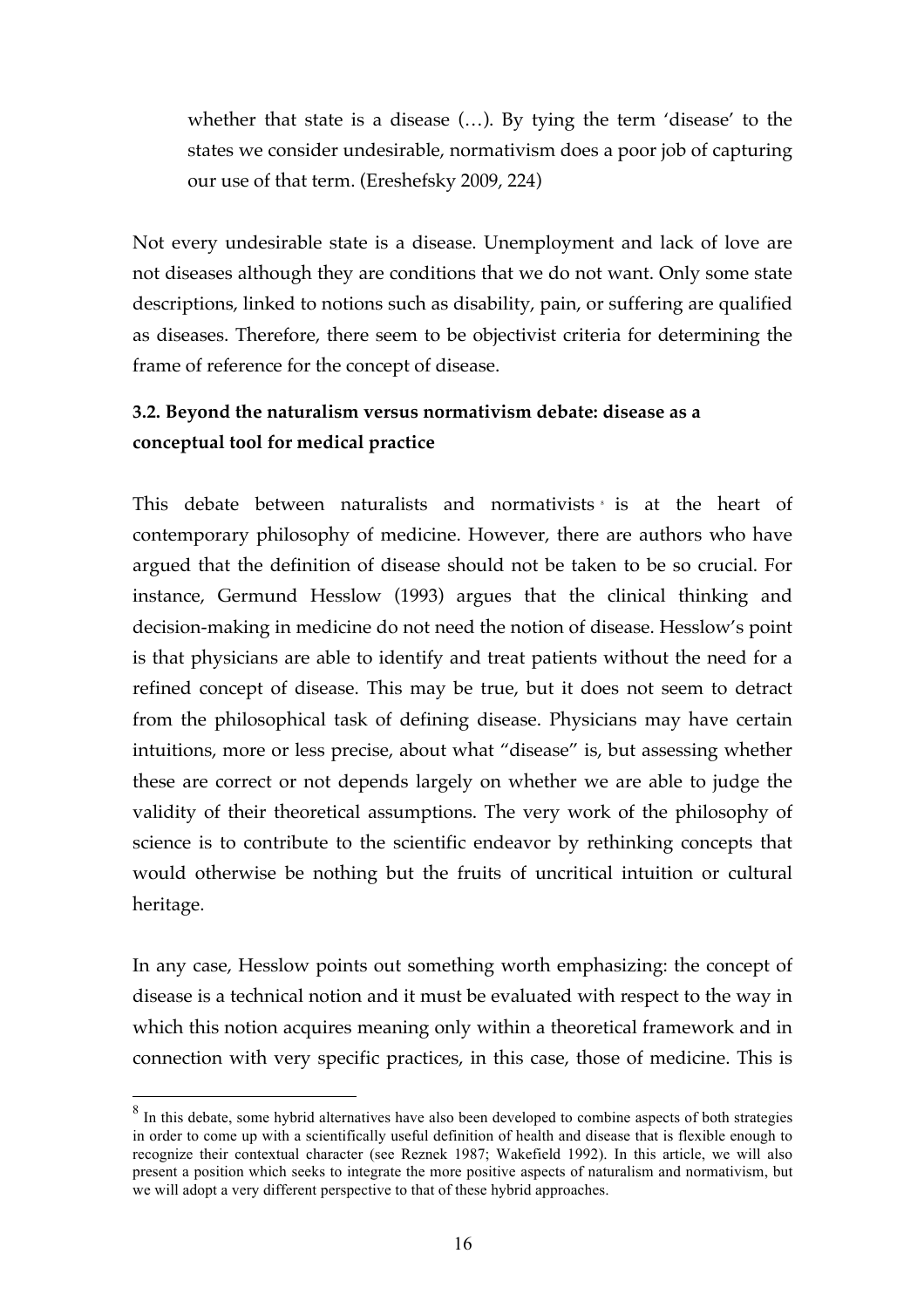> whether that state is a disease (…). By tying the term 'disease' to the states we consider undesirable, normativism does a poor job of capturing our use of that term. (Ereshefsky 2009, 224)

Not every undesirable state is a disease. Unemployment and lack of love are not diseases although they are conditions that we do not want. Only some state descriptions, linked to notions such as disability, pain, or suffering are qualified as diseases. Therefore, there seem to be objectivist criteria for determining the frame of reference for the concept of disease.

### 3.2. Beyond the naturalism versus normativism debate: disease as a conceptual tool for medical practice

This debate between naturalists and normativists[8] is at the heart of contemporary philosophy of medicine. However, there are authors who have argued that the definition of disease should not be taken to be so crucial. For instance, Germund Hesslow (1993) argues that the clinical thinking and decision-making in medicine do not need the notion of disease. Hesslow's point is that physicians are able to identify and treat patients without the need for a refined concept of disease. This may be true, but it does not seem to detract from the philosophical task of defining disease. Physicians may have certain intuitions, more or less precise, about what "disease" is, but assessing whether these are correct or not depends largely on whether we are able to judge the validity of their theoretical assumptions. The very work of the philosophy of science is to contribute to the scientific endeavor by rethinking concepts that would otherwise be nothing but the fruits of uncritical intuition or cultural heritage.

In any case, Hesslow points out something worth emphasizing: the concept of disease is a technical notion and it must be evaluated with respect to the way in which this notion acquires meaning only within a theoretical framework and in connection with very specific practices, in this case, those of medicine. This is

[8] In this debate, some hybrid alternatives have also been developed to combine aspects of both strategies in order to come up with a scientifically useful definition of health and disease that is flexible enough to recognize their contextual character (see Reznek 1987; Wakefield 1992). In this article, we will also present a position which seeks to integrate the more positive aspects of naturalism and normativism, but we will adopt a very different perspective to that of these hybrid approaches.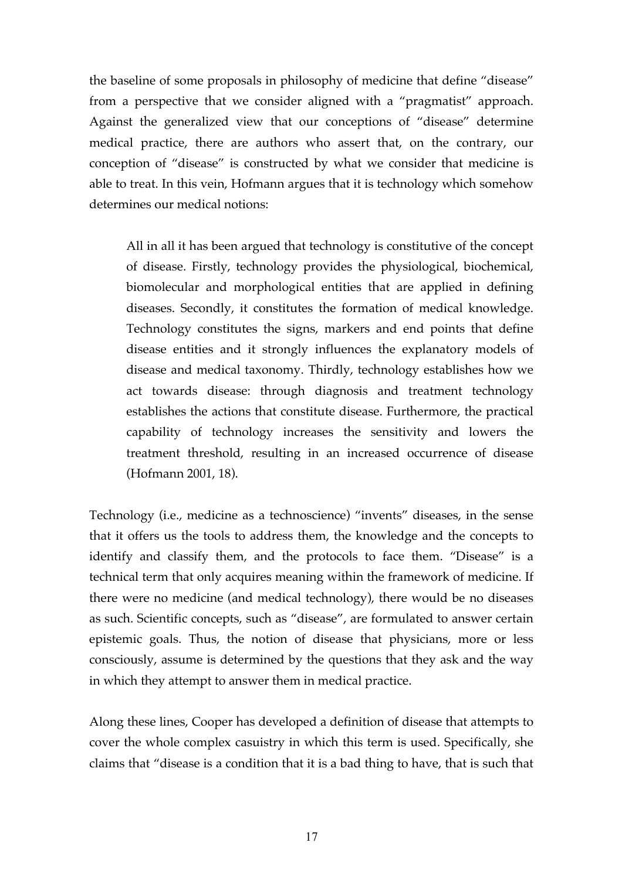the baseline of some proposals in philosophy of medicine that define "disease" from a perspective that we consider aligned with a "pragmatist" approach. Against the generalized view that our conceptions of "disease" determine medical practice, there are authors who assert that, on the contrary, our conception of "disease" is constructed by what we consider that medicine is able to treat. In this vein, Hofmann argues that it is technology which somehow determines our medical notions:

> All in all it has been argued that technology is constitutive of the concept of disease. Firstly, technology provides the physiological, biochemical, biomolecular and morphological entities that are applied in defining diseases. Secondly, it constitutes the formation of medical knowledge. Technology constitutes the signs, markers and end points that define disease entities and it strongly influences the explanatory models of disease and medical taxonomy. Thirdly, technology establishes how we act towards disease: through diagnosis and treatment technology establishes the actions that constitute disease. Furthermore, the practical capability of technology increases the sensitivity and lowers the treatment threshold, resulting in an increased occurrence of disease (Hofmann 2001, 18).

Technology (i.e., medicine as a technoscience) "invents" diseases, in the sense that it offers us the tools to address them, the knowledge and the concepts to identify and classify them, and the protocols to face them. "Disease" is a technical term that only acquires meaning within the framework of medicine. If there were no medicine (and medical technology), there would be no diseases as such. Scientific concepts, such as "disease", are formulated to answer certain epistemic goals. Thus, the notion of disease that physicians, more or less consciously, assume is determined by the questions that they ask and the way in which they attempt to answer them in medical practice.

Along these lines, Cooper has developed a definition of disease that attempts to cover the whole complex casuistry in which this term is used. Specifically, she claims that "disease is a condition that it is a bad thing to have, that is such that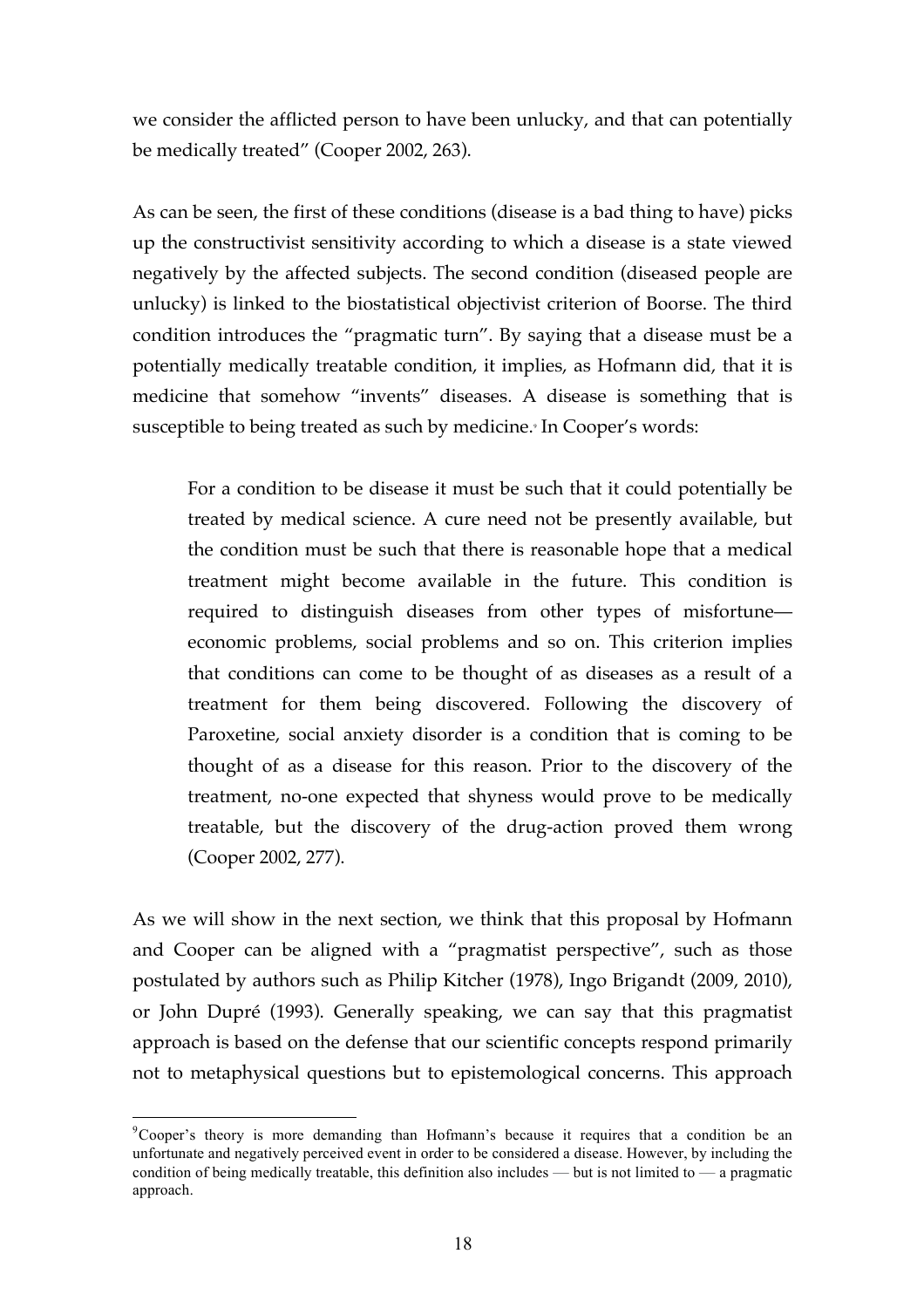we consider the afflicted person to have been unlucky, and that can potentially be medically treated" (Cooper 2002, 263).

As can be seen, the first of these conditions (disease is a bad thing to have) picks up the constructivist sensitivity according to which a disease is a state viewed negatively by the affected subjects. The second condition (diseased people are unlucky) is linked to the biostatistical objectivist criterion of Boorse. The third condition introduces the "pragmatic turn". By saying that a disease must be a potentially medically treatable condition, it implies, as Hofmann did, that it is medicine that somehow "invents" diseases. A disease is something that is susceptible to being treated as such by medicine.[9] In Cooper's words:

> For a condition to be disease it must be such that it could potentially be treated by medical science. A cure need not be presently available, but the condition must be such that there is reasonable hope that a medical treatment might become available in the future. This condition is required to distinguish diseases from other types of misfortune—economic problems, social problems and so on. This criterion implies that conditions can come to be thought of as diseases as a result of a treatment for them being discovered. Following the discovery of Paroxetine, social anxiety disorder is a condition that is coming to be thought of as a disease for this reason. Prior to the discovery of the treatment, no-one expected that shyness would prove to be medically treatable, but the discovery of the drug-action proved them wrong (Cooper 2002, 277).

As we will show in the next section, we think that this proposal by Hofmann and Cooper can be aligned with a "pragmatist perspective", such as those postulated by authors such as Philip Kitcher (1978), Ingo Brigandt (2009, 2010), or John Dupré (1993). Generally speaking, we can say that this pragmatist approach is based on the defense that our scientific concepts respond primarily not to metaphysical questions but to epistemological concerns. This approach

---

[9] Cooper's theory is more demanding than Hofmann's because it requires that a condition be an unfortunate and negatively perceived event in order to be considered a disease. However, by including the condition of being medically treatable, this definition also includes — but is not limited to — a pragmatic approach.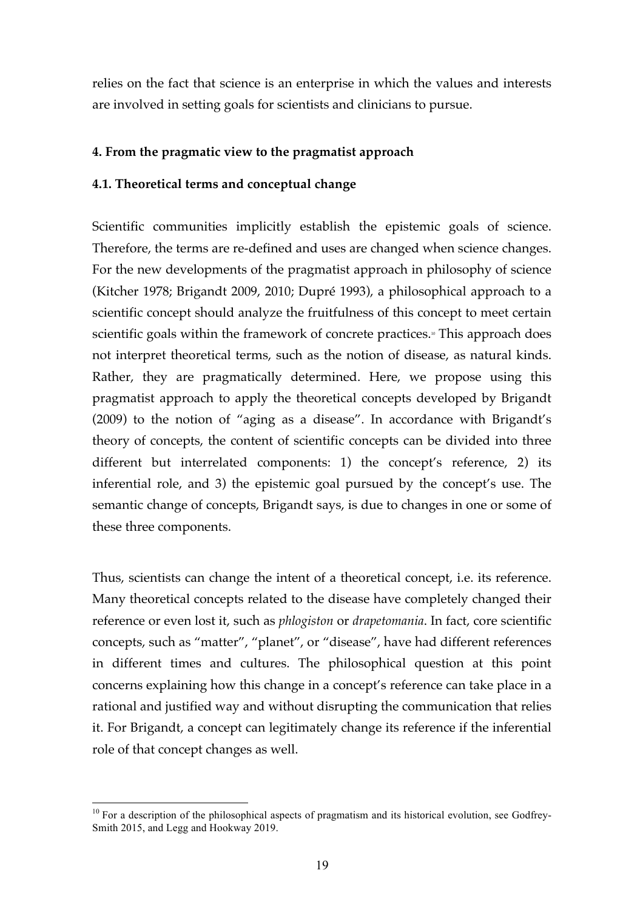relies on the fact that science is an enterprise in which the values and interests are involved in setting goals for scientists and clinicians to pursue.

### 4. From the pragmatic view to the pragmatist approach

#### 4.1. Theoretical terms and conceptual change

Scientific communities implicitly establish the epistemic goals of science. Therefore, the terms are re-defined and uses are changed when science changes. For the new developments of the pragmatist approach in philosophy of science (Kitcher 1978; Brigandt 2009, 2010; Dupré 1993), a philosophical approach to a scientific concept should analyze the fruitfulness of this concept to meet certain scientific goals within the framework of concrete practices.[10] This approach does not interpret theoretical terms, such as the notion of disease, as natural kinds. Rather, they are pragmatically determined. Here, we propose using this pragmatist approach to apply the theoretical concepts developed by Brigandt (2009) to the notion of "aging as a disease". In accordance with Brigandt's theory of concepts, the content of scientific concepts can be divided into three different but interrelated components: 1) the concept's reference, 2) its inferential role, and 3) the epistemic goal pursued by the concept's use. The semantic change of concepts, Brigandt says, is due to changes in one or some of these three components.

Thus, scientists can change the intent of a theoretical concept, i.e. its reference. Many theoretical concepts related to the disease have completely changed their reference or even lost it, such as *phlogiston* or *drapetomania*. In fact, core scientific concepts, such as "matter", "planet", or "disease", have had different references in different times and cultures. The philosophical question at this point concerns explaining how this change in a concept's reference can take place in a rational and justified way and without disrupting the communication that relies it. For Brigandt, a concept can legitimately change its reference if the inferential role of that concept changes as well.

[10] For a description of the philosophical aspects of pragmatism and its historical evolution, see Godfrey-Smith 2015, and Legg and Hookway 2019.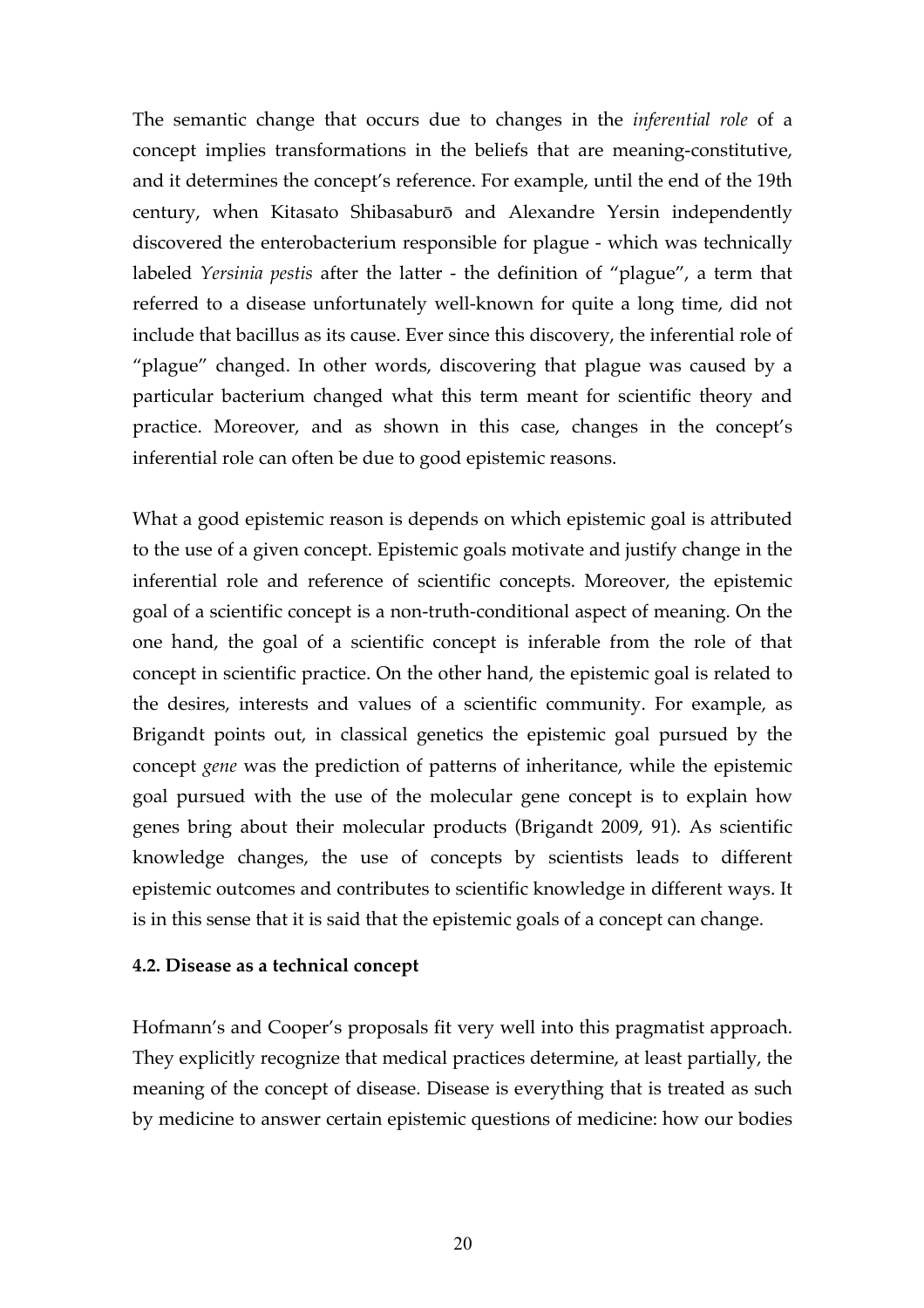The semantic change that occurs due to changes in the *inferential role* of a concept implies transformations in the beliefs that are meaning-constitutive, and it determines the concept's reference. For example, until the end of the 19th century, when Kitasato Shibasaburō and Alexandre Yersin independently discovered the enterobacterium responsible for plague - which was technically labeled *Yersinia pestis* after the latter - the definition of "plague", a term that referred to a disease unfortunately well-known for quite a long time, did not include that bacillus as its cause. Ever since this discovery, the inferential role of "plague" changed. In other words, discovering that plague was caused by a particular bacterium changed what this term meant for scientific theory and practice. Moreover, and as shown in this case, changes in the concept's inferential role can often be due to good epistemic reasons.

What a good epistemic reason is depends on which epistemic goal is attributed to the use of a given concept. Epistemic goals motivate and justify change in the inferential role and reference of scientific concepts. Moreover, the epistemic goal of a scientific concept is a non-truth-conditional aspect of meaning. On the one hand, the goal of a scientific concept is inferable from the role of that concept in scientific practice. On the other hand, the epistemic goal is related to the desires, interests and values of a scientific community. For example, as Brigandt points out, in classical genetics the epistemic goal pursued by the concept *gene* was the prediction of patterns of inheritance, while the epistemic goal pursued with the use of the molecular gene concept is to explain how genes bring about their molecular products (Brigandt 2009, 91). As scientific knowledge changes, the use of concepts by scientists leads to different epistemic outcomes and contributes to scientific knowledge in different ways. It is in this sense that it is said that the epistemic goals of a concept can change.

### 4.2. Disease as a technical concept

Hofmann's and Cooper's proposals fit very well into this pragmatist approach. They explicitly recognize that medical practices determine, at least partially, the meaning of the concept of disease. Disease is everything that is treated as such by medicine to answer certain epistemic questions of medicine: how our bodies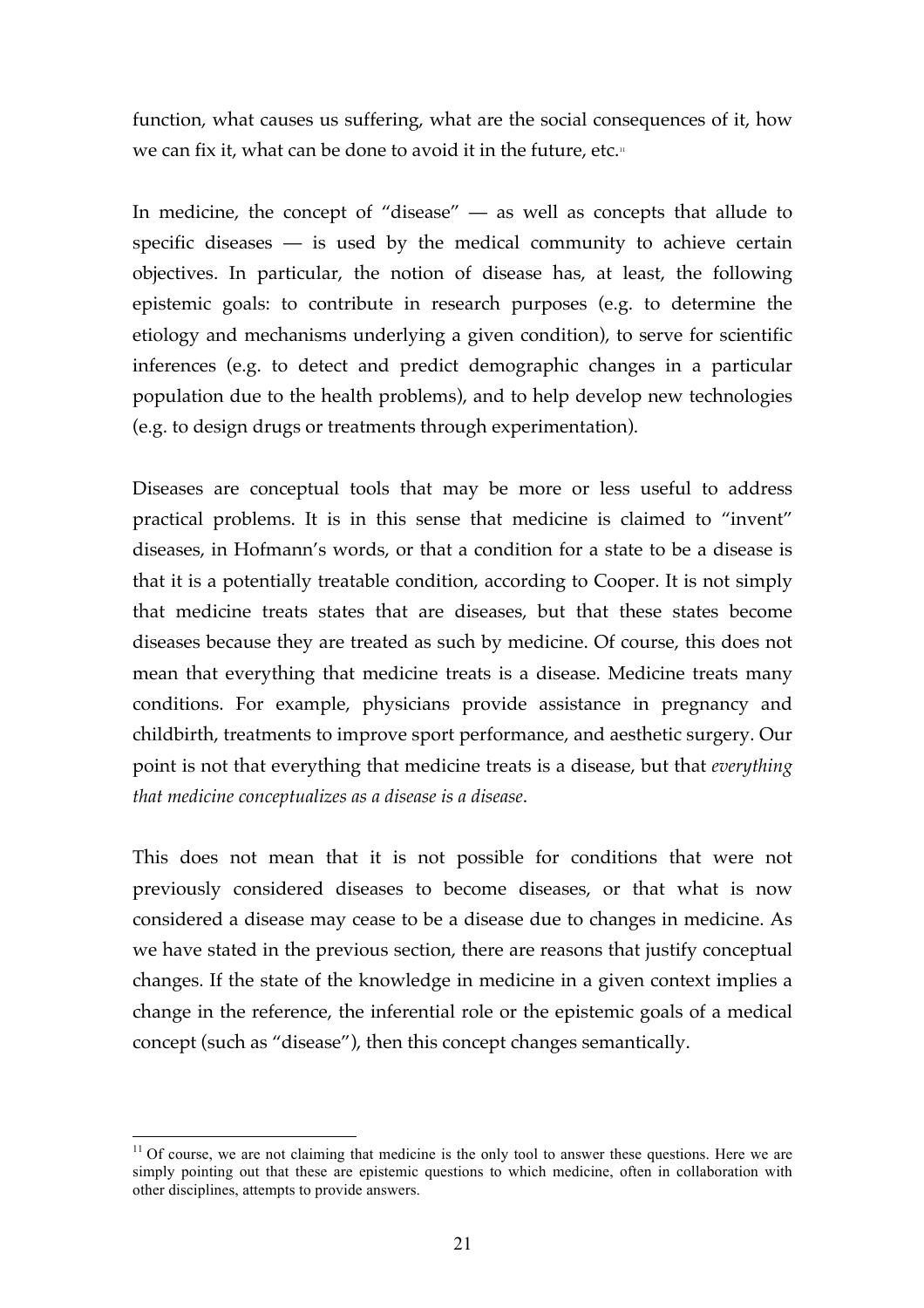function, what causes us suffering, what are the social consequences of it, how we can fix it, what can be done to avoid it in the future, etc.[11]

In medicine, the concept of "disease" — as well as concepts that allude to specific diseases — is used by the medical community to achieve certain objectives. In particular, the notion of disease has, at least, the following epistemic goals: to contribute in research purposes (e.g. to determine the etiology and mechanisms underlying a given condition), to serve for scientific inferences (e.g. to detect and predict demographic changes in a particular population due to the health problems), and to help develop new technologies (e.g. to design drugs or treatments through experimentation).

Diseases are conceptual tools that may be more or less useful to address practical problems. It is in this sense that medicine is claimed to "invent" diseases, in Hofmann's words, or that a condition for a state to be a disease is that it is a potentially treatable condition, according to Cooper. It is not simply that medicine treats states that are diseases, but that these states become diseases because they are treated as such by medicine. Of course, this does not mean that everything that medicine treats is a disease. Medicine treats many conditions. For example, physicians provide assistance in pregnancy and childbirth, treatments to improve sport performance, and aesthetic surgery. Our point is not that everything that medicine treats is a disease, but that *everything that medicine conceptualizes as a disease is a disease*.

This does not mean that it is not possible for conditions that were not previously considered diseases to become diseases, or that what is now considered a disease may cease to be a disease due to changes in medicine. As we have stated in the previous section, there are reasons that justify conceptual changes. If the state of the knowledge in medicine in a given context implies a change in the reference, the inferential role or the epistemic goals of a medical concept (such as "disease"), then this concept changes semantically.

[11] Of course, we are not claiming that medicine is the only tool to answer these questions. Here we are simply pointing out that these are epistemic questions to which medicine, often in collaboration with other disciplines, attempts to provide answers.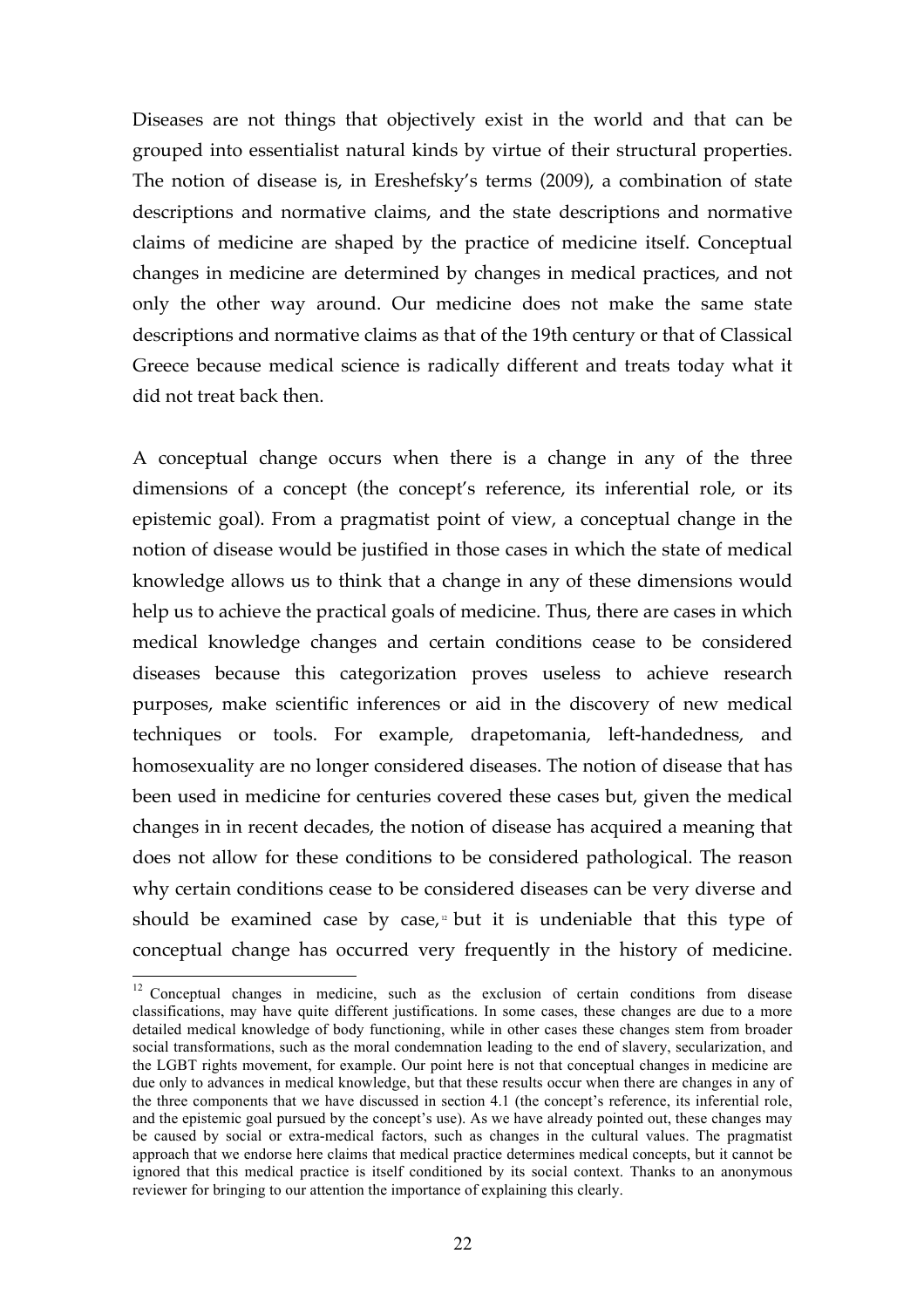Diseases are not things that objectively exist in the world and that can be grouped into essentialist natural kinds by virtue of their structural properties. The notion of disease is, in Ereshefsky's terms (2009), a combination of state descriptions and normative claims, and the state descriptions and normative claims of medicine are shaped by the practice of medicine itself. Conceptual changes in medicine are determined by changes in medical practices, and not only the other way around. Our medicine does not make the same state descriptions and normative claims as that of the 19th century or that of Classical Greece because medical science is radically different and treats today what it did not treat back then.

A conceptual change occurs when there is a change in any of the three dimensions of a concept (the concept's reference, its inferential role, or its epistemic goal). From a pragmatist point of view, a conceptual change in the notion of disease would be justified in those cases in which the state of medical knowledge allows us to think that a change in any of these dimensions would help us to achieve the practical goals of medicine. Thus, there are cases in which medical knowledge changes and certain conditions cease to be considered diseases because this categorization proves useless to achieve research purposes, make scientific inferences or aid in the discovery of new medical techniques or tools. For example, drapetomania, left-handedness, and homosexuality are no longer considered diseases. The notion of disease that has been used in medicine for centuries covered these cases but, given the medical changes in in recent decades, the notion of disease has acquired a meaning that does not allow for these conditions to be considered pathological. The reason why certain conditions cease to be considered diseases can be very diverse and should be examined case by case,[12] but it is undeniable that this type of conceptual change has occurred very frequently in the history of medicine.

[12] Conceptual changes in medicine, such as the exclusion of certain conditions from disease classifications, may have quite different justifications. In some cases, these changes are due to a more detailed medical knowledge of body functioning, while in other cases these changes stem from broader social transformations, such as the moral condemnation leading to the end of slavery, secularization, and the LGBT rights movement, for example. Our point here is not that conceptual changes in medicine are due only to advances in medical knowledge, but that these results occur when there are changes in any of the three components that we have discussed in section 4.1 (the concept's reference, its inferential role, and the epistemic goal pursued by the concept's use). As we have already pointed out, these changes may be caused by social or extra-medical factors, such as changes in the cultural values. The pragmatist approach that we endorse here claims that medical practice determines medical concepts, but it cannot be ignored that this medical practice is itself conditioned by its social context. Thanks to an anonymous reviewer for bringing to our attention the importance of explaining this clearly.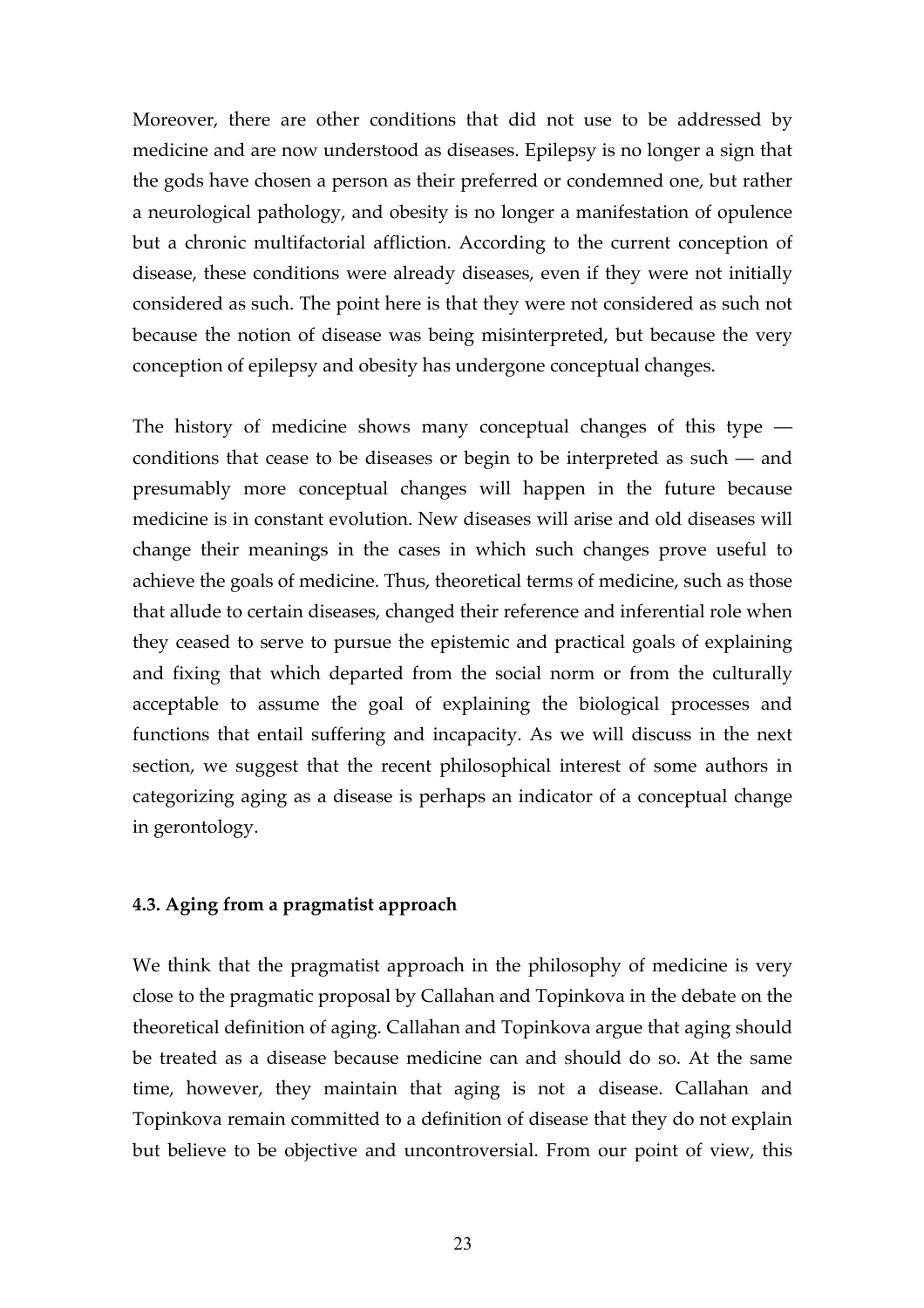Moreover, there are other conditions that did not use to be addressed by medicine and are now understood as diseases. Epilepsy is no longer a sign that the gods have chosen a person as their preferred or condemned one, but rather a neurological pathology, and obesity is no longer a manifestation of opulence but a chronic multifactorial affliction. According to the current conception of disease, these conditions were already diseases, even if they were not initially considered as such. The point here is that they were not considered as such not because the notion of disease was being misinterpreted, but because the very conception of epilepsy and obesity has undergone conceptual changes.

The history of medicine shows many conceptual changes of this type — conditions that cease to be diseases or begin to be interpreted as such — and presumably more conceptual changes will happen in the future because medicine is in constant evolution. New diseases will arise and old diseases will change their meanings in the cases in which such changes prove useful to achieve the goals of medicine. Thus, theoretical terms of medicine, such as those that allude to certain diseases, changed their reference and inferential role when they ceased to serve to pursue the epistemic and practical goals of explaining and fixing that which departed from the social norm or from the culturally acceptable to assume the goal of explaining the biological processes and functions that entail suffering and incapacity. As we will discuss in the next section, we suggest that the recent philosophical interest of some authors in categorizing aging as a disease is perhaps an indicator of a conceptual change in gerontology.

### 4.3. Aging from a pragmatist approach

We think that the pragmatist approach in the philosophy of medicine is very close to the pragmatic proposal by Callahan and Topinkova in the debate on the theoretical definition of aging. Callahan and Topinkova argue that aging should be treated as a disease because medicine can and should do so. At the same time, however, they maintain that aging is not a disease. Callahan and Topinkova remain committed to a definition of disease that they do not explain but believe to be objective and uncontroversial. From our point of view, this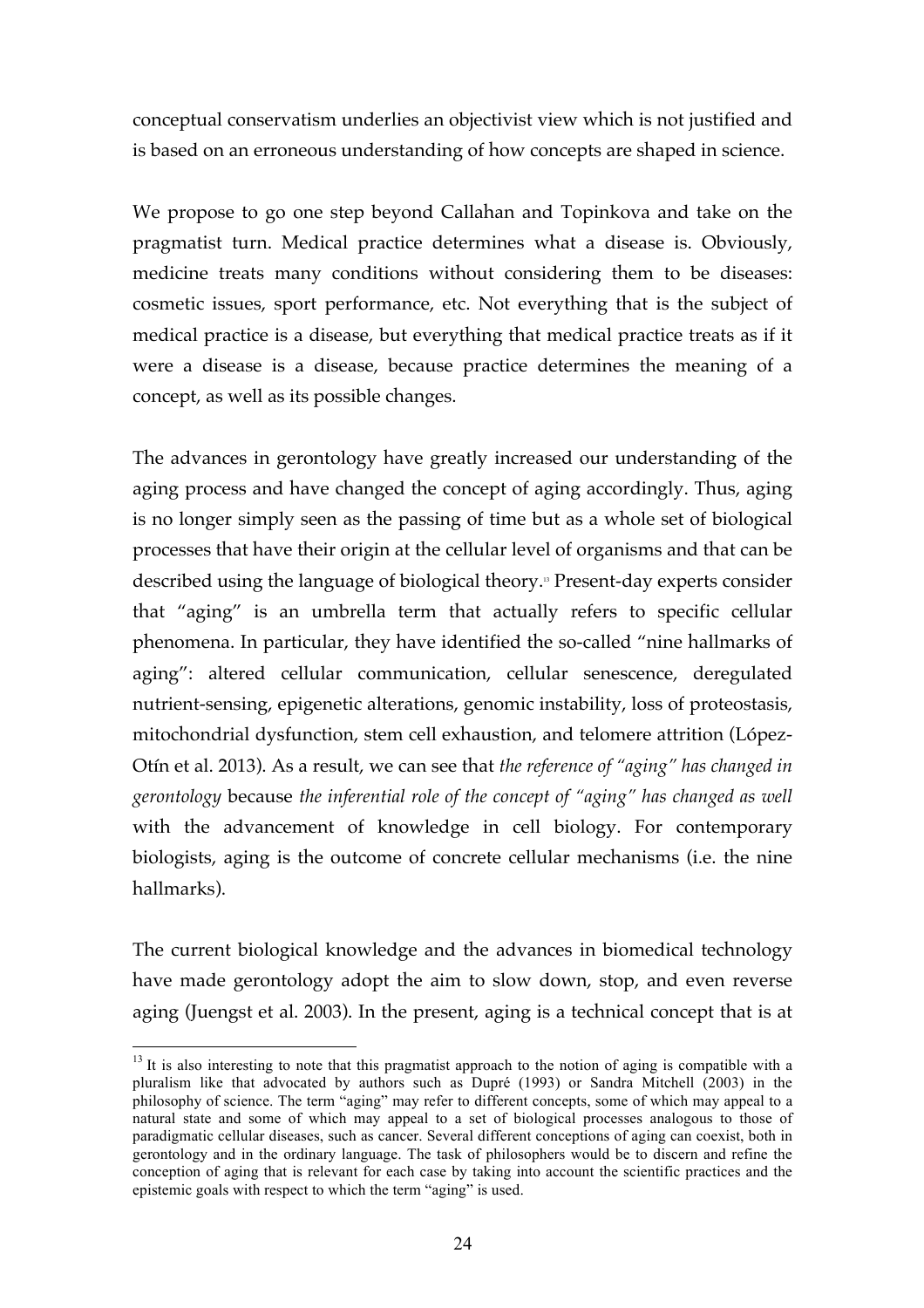conceptual conservatism underlies an objectivist view which is not justified and is based on an erroneous understanding of how concepts are shaped in science.

We propose to go one step beyond Callahan and Topinkova and take on the pragmatist turn. Medical practice determines what a disease is. Obviously, medicine treats many conditions without considering them to be diseases: cosmetic issues, sport performance, etc. Not everything that is the subject of medical practice is a disease, but everything that medical practice treats as if it were a disease is a disease, because practice determines the meaning of a concept, as well as its possible changes.

The advances in gerontology have greatly increased our understanding of the aging process and have changed the concept of aging accordingly. Thus, aging is no longer simply seen as the passing of time but as a whole set of biological processes that have their origin at the cellular level of organisms and that can be described using the language of biological theory.[13] Present-day experts consider that "aging" is an umbrella term that actually refers to specific cellular phenomena. In particular, they have identified the so-called "nine hallmarks of aging": altered cellular communication, cellular senescence, deregulated nutrient-sensing, epigenetic alterations, genomic instability, loss of proteostasis, mitochondrial dysfunction, stem cell exhaustion, and telomere attrition (López-Otín et al. 2013). As a result, we can see that *the reference of "aging" has changed in gerontology* because *the inferential role of the concept of "aging" has changed as well* with the advancement of knowledge in cell biology. For contemporary biologists, aging is the outcome of concrete cellular mechanisms (i.e. the nine hallmarks).

The current biological knowledge and the advances in biomedical technology have made gerontology adopt the aim to slow down, stop, and even reverse aging (Juengst et al. 2003). In the present, aging is a technical concept that is at

[13] It is also interesting to note that this pragmatist approach to the notion of aging is compatible with a pluralism like that advocated by authors such as Dupré (1993) or Sandra Mitchell (2003) in the philosophy of science. The term "aging" may refer to different concepts, some of which may appeal to a natural state and some of which may appeal to a set of biological processes analogous to those of paradigmatic cellular diseases, such as cancer. Several different conceptions of aging can coexist, both in gerontology and in the ordinary language. The task of philosophers would be to discern and refine the conception of aging that is relevant for each case by taking into account the scientific practices and the epistemic goals with respect to which the term "aging" is used.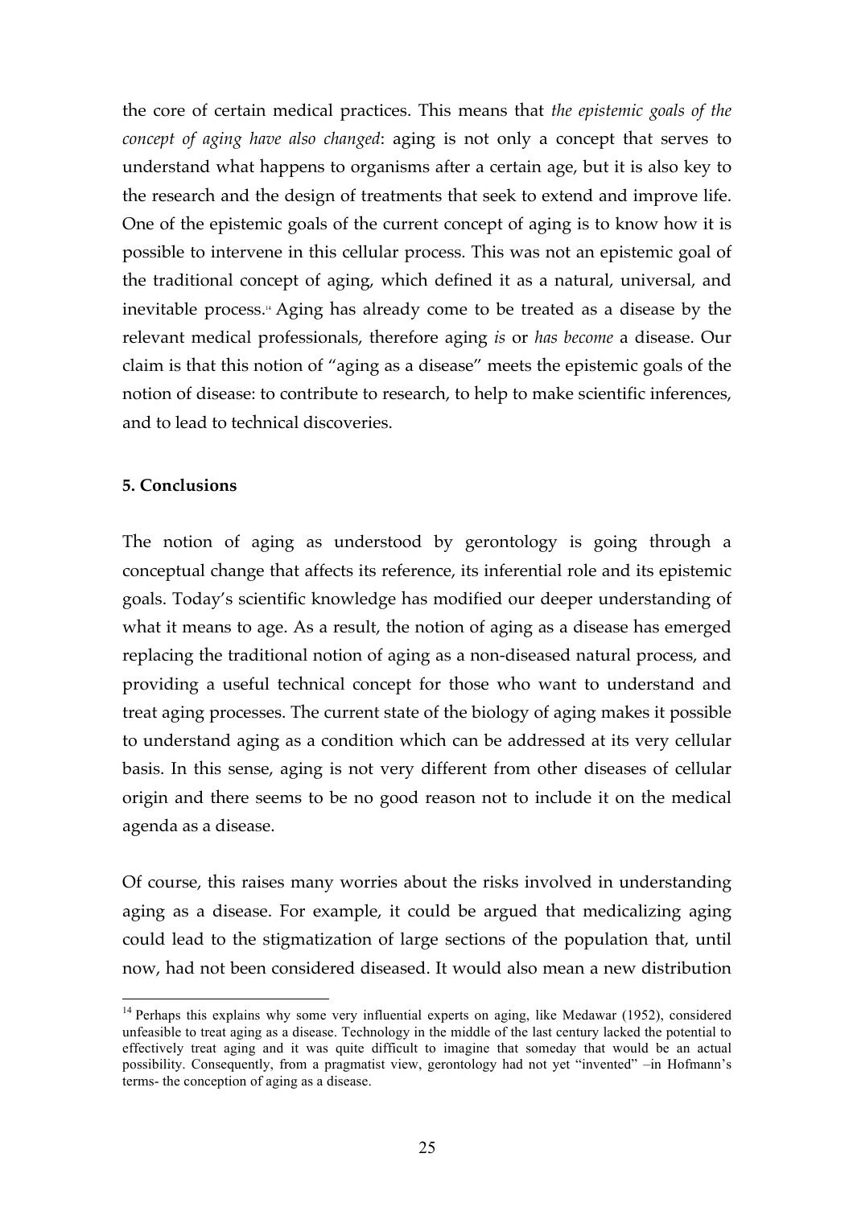the core of certain medical practices. This means that *the epistemic goals of the concept of aging have also changed*: aging is not only a concept that serves to understand what happens to organisms after a certain age, but it is also key to the research and the design of treatments that seek to extend and improve life. One of the epistemic goals of the current concept of aging is to know how it is possible to intervene in this cellular process. This was not an epistemic goal of the traditional concept of aging, which defined it as a natural, universal, and inevitable process.[14] Aging has already come to be treated as a disease by the relevant medical professionals, therefore aging *is* or *has become* a disease. Our claim is that this notion of "aging as a disease" meets the epistemic goals of the notion of disease: to contribute to research, to help to make scientific inferences, and to lead to technical discoveries.

**5. Conclusions**

The notion of aging as understood by gerontology is going through a conceptual change that affects its reference, its inferential role and its epistemic goals. Today's scientific knowledge has modified our deeper understanding of what it means to age. As a result, the notion of aging as a disease has emerged replacing the traditional notion of aging as a non-diseased natural process, and providing a useful technical concept for those who want to understand and treat aging processes. The current state of the biology of aging makes it possible to understand aging as a condition which can be addressed at its very cellular basis. In this sense, aging is not very different from other diseases of cellular origin and there seems to be no good reason not to include it on the medical agenda as a disease.

Of course, this raises many worries about the risks involved in understanding aging as a disease. For example, it could be argued that medicalizing aging could lead to the stigmatization of large sections of the population that, until now, had not been considered diseased. It would also mean a new distribution

[14] Perhaps this explains why some very influential experts on aging, like Medawar (1952), considered unfeasible to treat aging as a disease. Technology in the middle of the last century lacked the potential to effectively treat aging and it was quite difficult to imagine that someday that would be an actual possibility. Consequently, from a pragmatist view, gerontology had not yet "invented" –in Hofmann's terms- the conception of aging as a disease.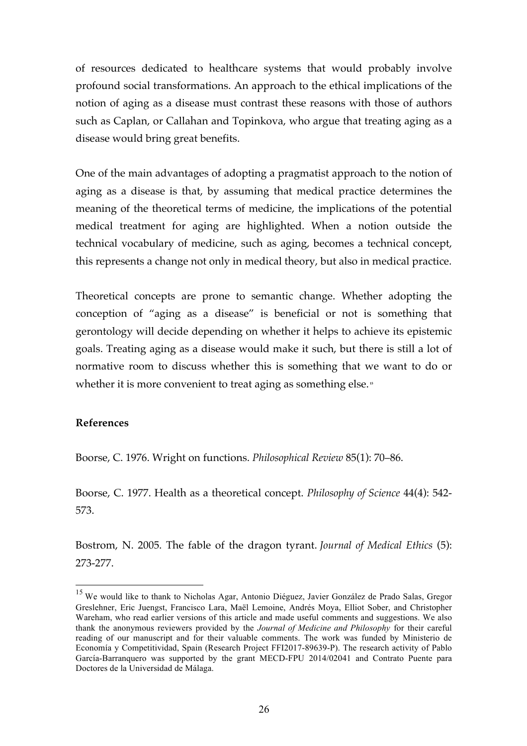of resources dedicated to healthcare systems that would probably involve profound social transformations. An approach to the ethical implications of the notion of aging as a disease must contrast these reasons with those of authors such as Caplan, or Callahan and Topinkova, who argue that treating aging as a disease would bring great benefits.

One of the main advantages of adopting a pragmatist approach to the notion of aging as a disease is that, by assuming that medical practice determines the meaning of the theoretical terms of medicine, the implications of the potential medical treatment for aging are highlighted. When a notion outside the technical vocabulary of medicine, such as aging, becomes a technical concept, this represents a change not only in medical theory, but also in medical practice.

Theoretical concepts are prone to semantic change. Whether adopting the conception of "aging as a disease" is beneficial or not is something that gerontology will decide depending on whether it helps to achieve its epistemic goals. Treating aging as a disease would make it such, but there is still a lot of normative room to discuss whether this is something that we want to do or whether it is more convenient to treat aging as something else.[15]

**References**

Boorse, C. 1976. Wright on functions. *Philosophical Review* 85(1): 70–86.

Boorse, C. 1977. Health as a theoretical concept. *Philosophy of Science* 44(4): 542-573.

Bostrom, N. 2005. The fable of the dragon tyrant. *Journal of Medical Ethics* (5): 273-277.

---

[15] We would like to thank to Nicholas Agar, Antonio Diéguez, Javier González de Prado Salas, Gregor Greslehner, Eric Juengst, Francisco Lara, Maël Lemoine, Andrés Moya, Elliot Sober, and Christopher Wareham, who read earlier versions of this article and made useful comments and suggestions. We also thank the anonymous reviewers provided by the *Journal of Medicine and Philosophy* for their careful reading of our manuscript and for their valuable comments. The work was funded by Ministerio de Economía y Competitividad, Spain (Research Project FFI2017-89639-P). The research activity of Pablo García-Barranquero was supported by the grant MECD-FPU 2014/02041 and Contrato Puente para Doctores de la Universidad de Málaga.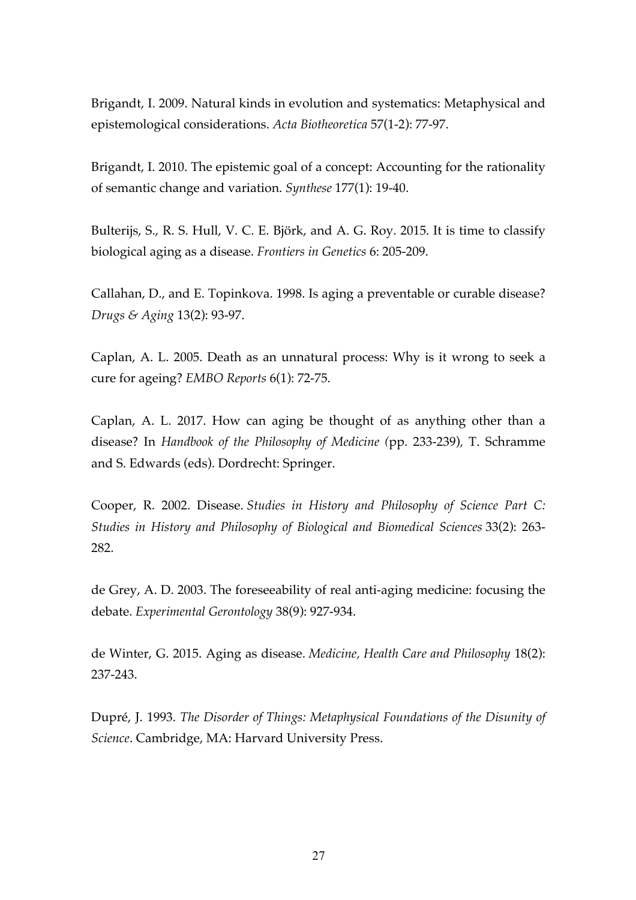Brigandt, I. 2009. Natural kinds in evolution and systematics: Metaphysical and epistemological considerations. *Acta Biotheoretica* 57(1-2): 77-97.

Brigandt, I. 2010. The epistemic goal of a concept: Accounting for the rationality of semantic change and variation. *Synthese* 177(1): 19-40.

Bulterijs, S., R. S. Hull, V. C. E. Björk, and A. G. Roy. 2015. It is time to classify biological aging as a disease. *Frontiers in Genetics* 6: 205-209.

Callahan, D., and E. Topinkova. 1998. Is aging a preventable or curable disease? *Drugs & Aging* 13(2): 93-97.

Caplan, A. L. 2005. Death as an unnatural process: Why is it wrong to seek a cure for ageing? *EMBO Reports* 6(1): 72-75.

Caplan, A. L. 2017. How can aging be thought of as anything other than a disease? In *Handbook of the Philosophy of Medicine* (pp. 233-239), T. Schramme and S. Edwards (eds). Dordrecht: Springer.

Cooper, R. 2002. Disease. *Studies in History and Philosophy of Science Part C: Studies in History and Philosophy of Biological and Biomedical Sciences* 33(2): 263-282.

de Grey, A. D. 2003. The foreseeability of real anti-aging medicine: focusing the debate. *Experimental Gerontology* 38(9): 927-934.

de Winter, G. 2015. Aging as disease. *Medicine, Health Care and Philosophy* 18(2): 237-243.

Dupré, J. 1993. *The Disorder of Things: Metaphysical Foundations of the Disunity of Science*. Cambridge, MA: Harvard University Press.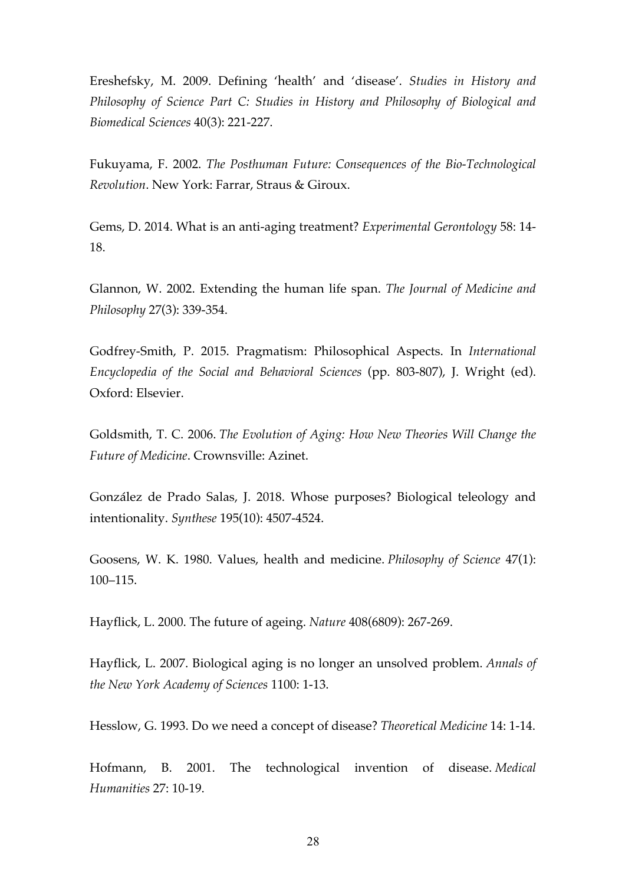Ereshefsky, M. 2009. Defining 'health' and 'disease'. *Studies in History and Philosophy of Science Part C: Studies in History and Philosophy of Biological and Biomedical Sciences* 40(3): 221-227.

Fukuyama, F. 2002. *The Posthuman Future: Consequences of the Bio-Technological Revolution*. New York: Farrar, Straus & Giroux.

Gems, D. 2014. What is an anti-aging treatment? *Experimental Gerontology* 58: 14-18.

Glannon, W. 2002. Extending the human life span. *The Journal of Medicine and Philosophy* 27(3): 339-354.

Godfrey-Smith, P. 2015. Pragmatism: Philosophical Aspects. In *International Encyclopedia of the Social and Behavioral Sciences* (pp. 803-807), J. Wright (ed). Oxford: Elsevier.

Goldsmith, T. C. 2006. *The Evolution of Aging: How New Theories Will Change the Future of Medicine*. Crownsville: Azinet.

González de Prado Salas, J. 2018. Whose purposes? Biological teleology and intentionality. *Synthese* 195(10): 4507-4524.

Goosens, W. K. 1980. Values, health and medicine. *Philosophy of Science* 47(1): 100–115.

Hayflick, L. 2000. The future of ageing. *Nature* 408(6809): 267-269.

Hayflick, L. 2007. Biological aging is no longer an unsolved problem. *Annals of the New York Academy of Sciences* 1100: 1-13.

Hesslow, G. 1993. Do we need a concept of disease? *Theoretical Medicine* 14: 1-14.

Hofmann, B. 2001. The technological invention of disease. *Medical Humanities* 27: 10-19.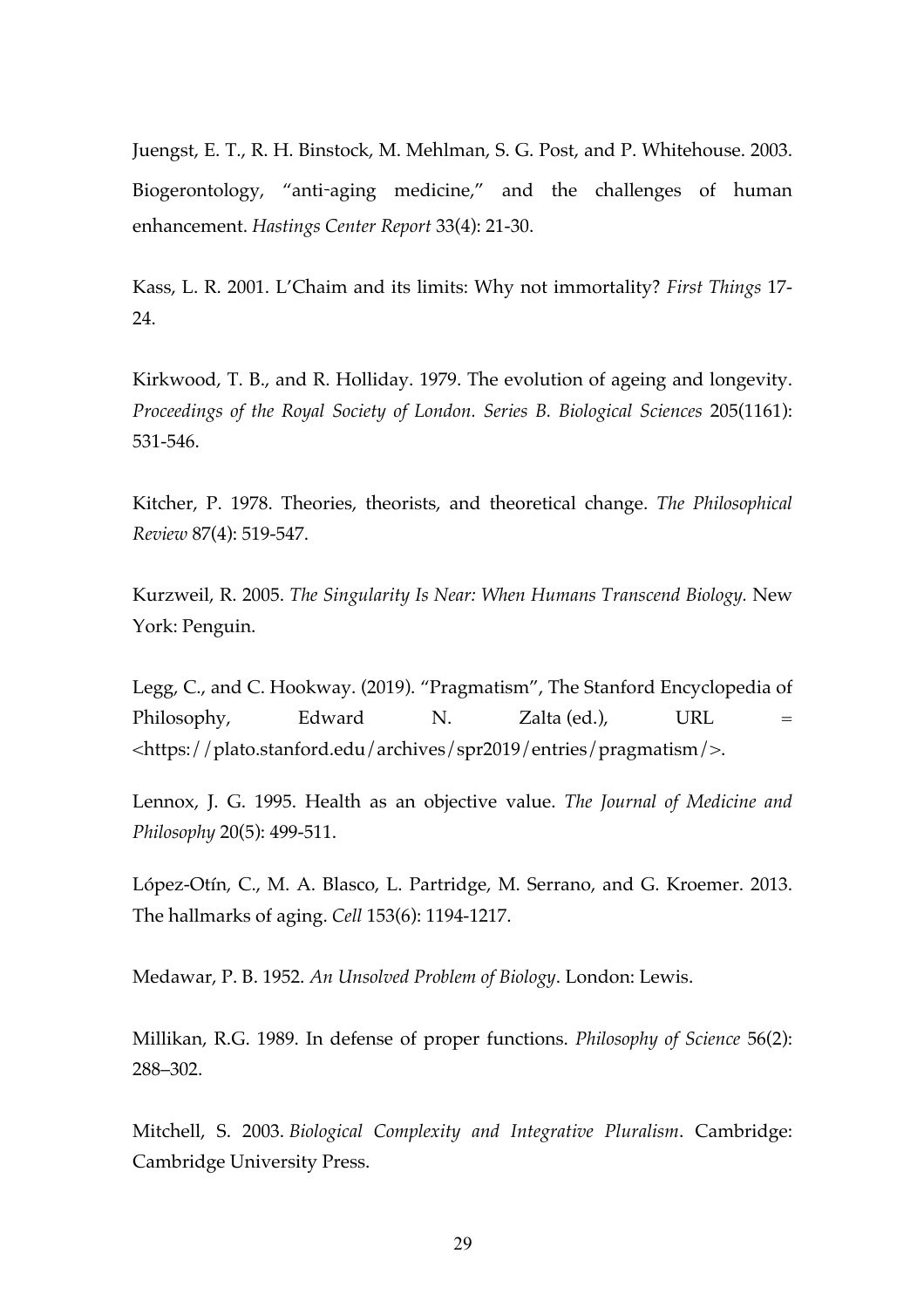Juengst, E. T., R. H. Binstock, M. Mehlman, S. G. Post, and P. Whitehouse. 2003. Biogerontology, "anti-aging medicine," and the challenges of human enhancement. *Hastings Center Report* 33(4): 21-30.

Kass, L. R. 2001. L'Chaim and its limits: Why not immortality? *First Things* 17-24.

Kirkwood, T. B., and R. Holliday. 1979. The evolution of ageing and longevity. *Proceedings of the Royal Society of London. Series B. Biological Sciences* 205(1161): 531-546.

Kitcher, P. 1978. Theories, theorists, and theoretical change. *The Philosophical Review* 87(4): 519-547.

Kurzweil, R. 2005. *The Singularity Is Near: When Humans Transcend Biology.* New York: Penguin.

Legg, C., and C. Hookway. (2019). "Pragmatism", The Stanford Encyclopedia of Philosophy, Edward N. Zalta (ed.), URL = <https://plato.stanford.edu/archives/spr2019/entries/pragmatism/>.

Lennox, J. G. 1995. Health as an objective value. *The Journal of Medicine and Philosophy* 20(5): 499-511.

López-Otín, C., M. A. Blasco, L. Partridge, M. Serrano, and G. Kroemer. 2013. The hallmarks of aging. *Cell* 153(6): 1194-1217.

Medawar, P. B. 1952. *An Unsolved Problem of Biology*. London: Lewis.

Millikan, R.G. 1989. In defense of proper functions. *Philosophy of Science* 56(2): 288–302.

Mitchell, S. 2003. *Biological Complexity and Integrative Pluralism*. Cambridge: Cambridge University Press.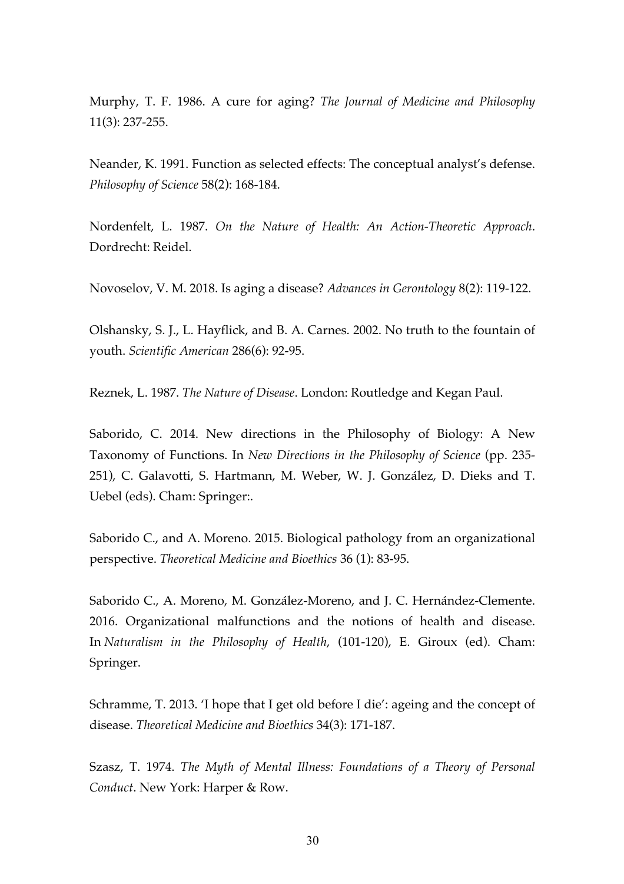Murphy, T. F. 1986. A cure for aging? *The Journal of Medicine and Philosophy* 11(3): 237-255.

Neander, K. 1991. Function as selected effects: The conceptual analyst's defense. *Philosophy of Science* 58(2): 168-184.

Nordenfelt, L. 1987. *On the Nature of Health: An Action-Theoretic Approach*. Dordrecht: Reidel.

Novoselov, V. M. 2018. Is aging a disease? *Advances in Gerontology* 8(2): 119-122.

Olshansky, S. J., L. Hayflick, and B. A. Carnes. 2002. No truth to the fountain of youth. *Scientific American* 286(6): 92-95.

Reznek, L. 1987. *The Nature of Disease*. London: Routledge and Kegan Paul.

Saborido, C. 2014. New directions in the Philosophy of Biology: A New Taxonomy of Functions. In *New Directions in the Philosophy of Science* (pp. 235-251), C. Galavotti, S. Hartmann, M. Weber, W. J. González, D. Dieks and T. Uebel (eds). Cham: Springer:.

Saborido C., and A. Moreno. 2015. Biological pathology from an organizational perspective. *Theoretical Medicine and Bioethics* 36 (1): 83-95.

Saborido C., A. Moreno, M. González-Moreno, and J. C. Hernández-Clemente. 2016. Organizational malfunctions and the notions of health and disease. In *Naturalism in the Philosophy of Health*, (101-120), E. Giroux (ed). Cham: Springer.

Schramme, T. 2013. 'I hope that I get old before I die': ageing and the concept of disease. *Theoretical Medicine and Bioethics* 34(3): 171-187.

Szasz, T. 1974. *The Myth of Mental Illness: Foundations of a Theory of Personal Conduct*. New York: Harper & Row.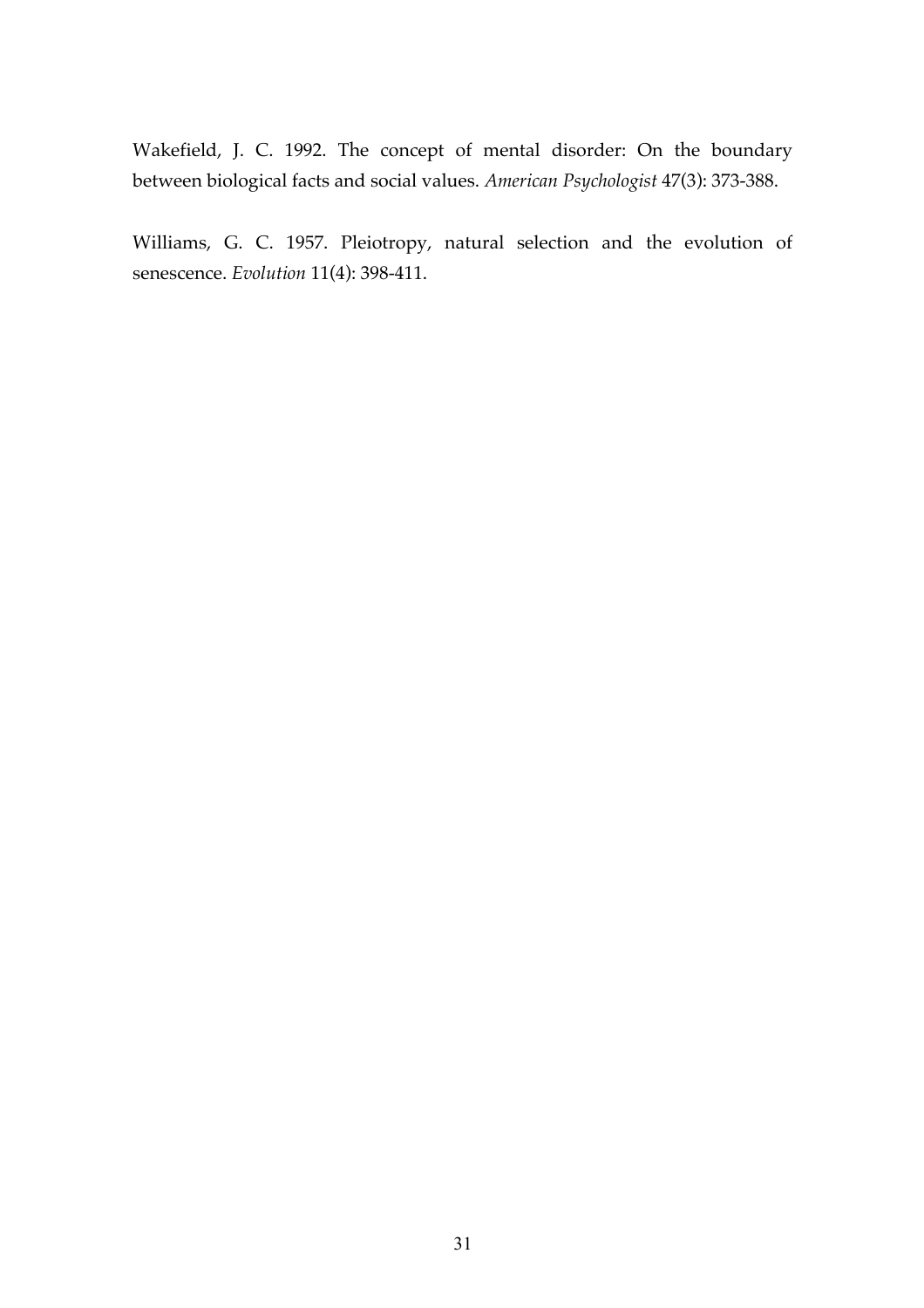Wakefield, J. C. 1992. The concept of mental disorder: On the boundary between biological facts and social values. *American Psychologist* 47(3): 373-388.

Williams, G. C. 1957. Pleiotropy, natural selection and the evolution of senescence. *Evolution* 11(4): 398-411.